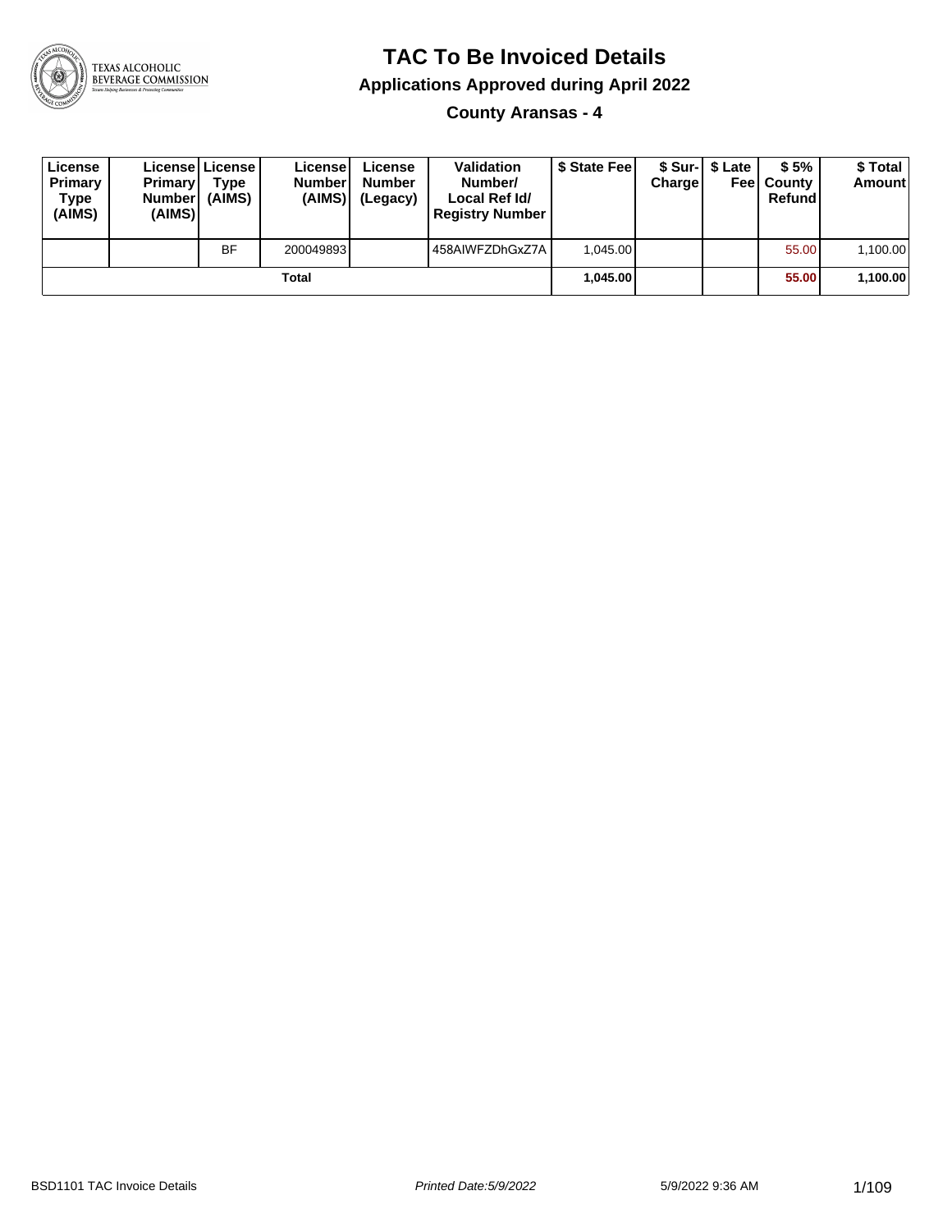# TAC To Be Invoiced Details

## Applications Approved during April 2022

### County Aransas - 4

| License Primary Type (AIMS) | License Primary Number (AIMS) | License Type (AIMS) | License Number (AIMS) | License Number (Legacy) | Validation Number/ Local Ref Id/ Registry Number | $ State Fee | $ Sur-Charge | $ Late Fee | $ 5% County Refund | $ Total Amount |
|---|---|---|---|---|---|---|---|---|---|---|
| | | BF | 200049893 | | 458AIWFZDhGxZ7A | 1,045.00 | | | 55.00 | 1,100.00 |
| | | | **Total** | | | **1,045.00** | | | **55.00** | **1,100.00** |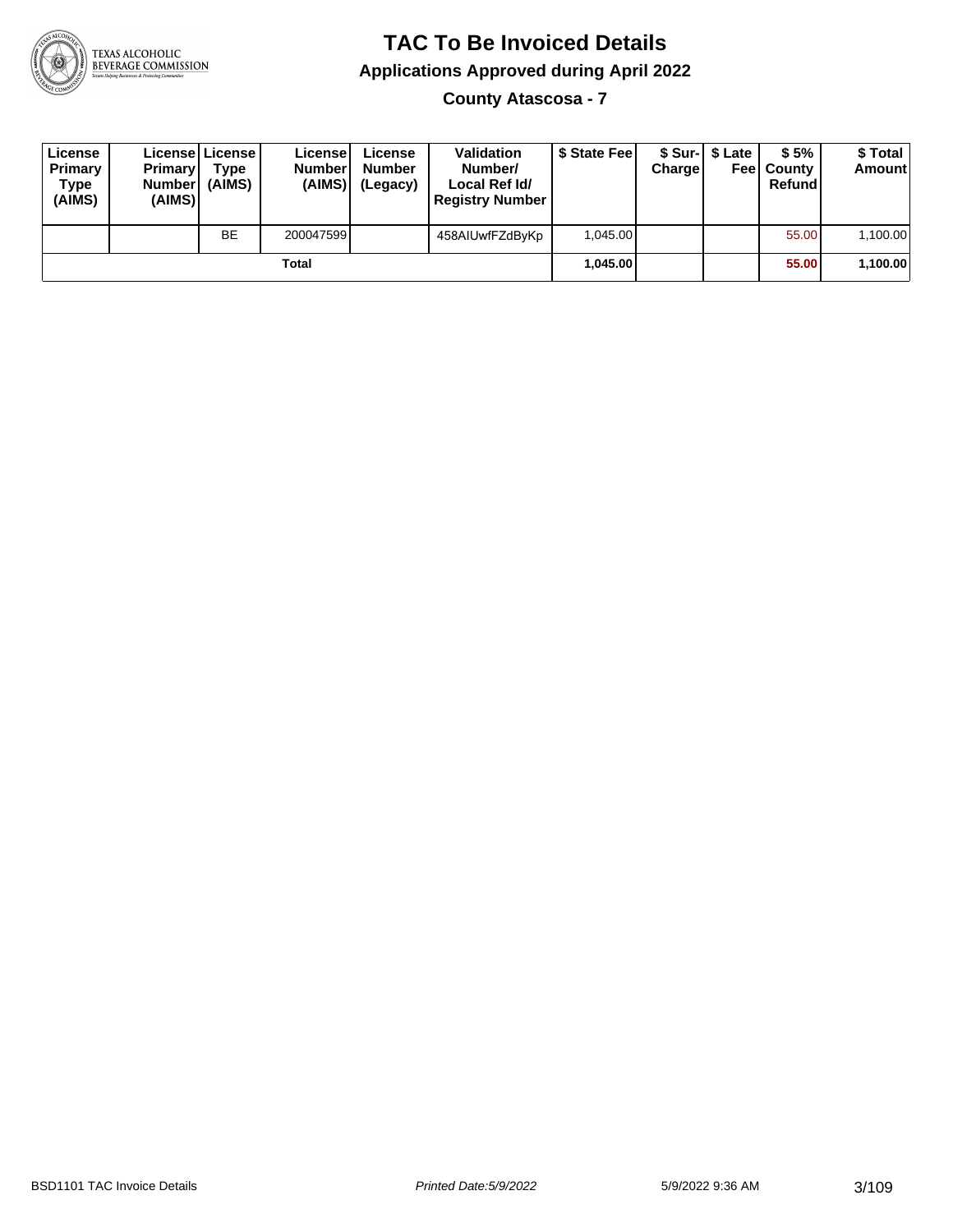# TAC To Be Invoiced Details

## Applications Approved during April 2022

### County Atascosa - 7

| License Primary Type (AIMS) | License Primary Number (AIMS) | License Type (AIMS) | License Number (AIMS) | License Number (Legacy) | Validation Number/ Local Ref Id/ Registry Number | $ State Fee | $ Sur-Charge | $ Late Fee | $ 5% County Refund | $ Total Amount |
|---|---|---|---|---|---|---|---|---|---|---|
| | | BE | 200047599 | | 458AIUwfFZdByKp | 1,045.00 | | | 55.00 | 1,100.00 |
| | | | Total | | | 1,045.00 | | | 55.00 | 1,100.00 |

BSD1101 TAC Invoice Details | Printed Date:5/9/2022 | 5/9/2022 9:36 AM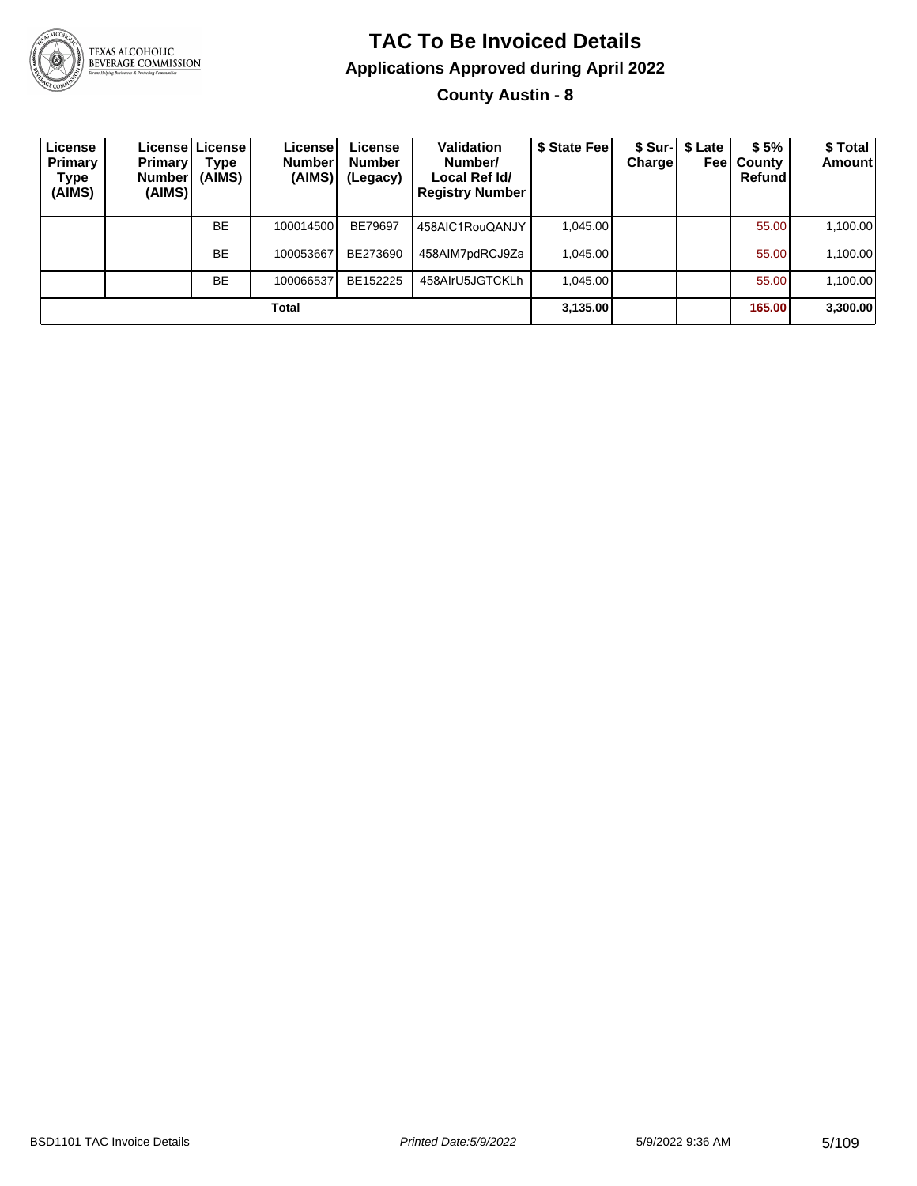# TAC To Be Invoiced Details

## Applications Approved during April 2022

### County Austin - 8

| License Primary Type (AIMS) | License Primary Number (AIMS) | License Type (AIMS) | License Number (AIMS) | License Number (Legacy) | Validation Number/ Local Ref Id/ Registry Number | $ State Fee | $ Sur-Charge | $ Late Fee | $ 5% County Refund | $ Total Amount |
|---|---|---|---|---|---|---|---|---|---|---|
| | | BE | 100014500 | BE79697 | 458AIC1RouQANJY | 1,045.00 | | | 55.00 | 1,100.00 |
| | | BE | 100053667 | BE273690 | 458AIM7pdRCJ9Za | 1,045.00 | | | 55.00 | 1,100.00 |
| | | BE | 100066537 | BE152225 | 458AIrU5JGTCKLh | 1,045.00 | | | 55.00 | 1,100.00 |
| **Total** | | | | | | **3,135.00** | | | **165.00** | **3,300.00** |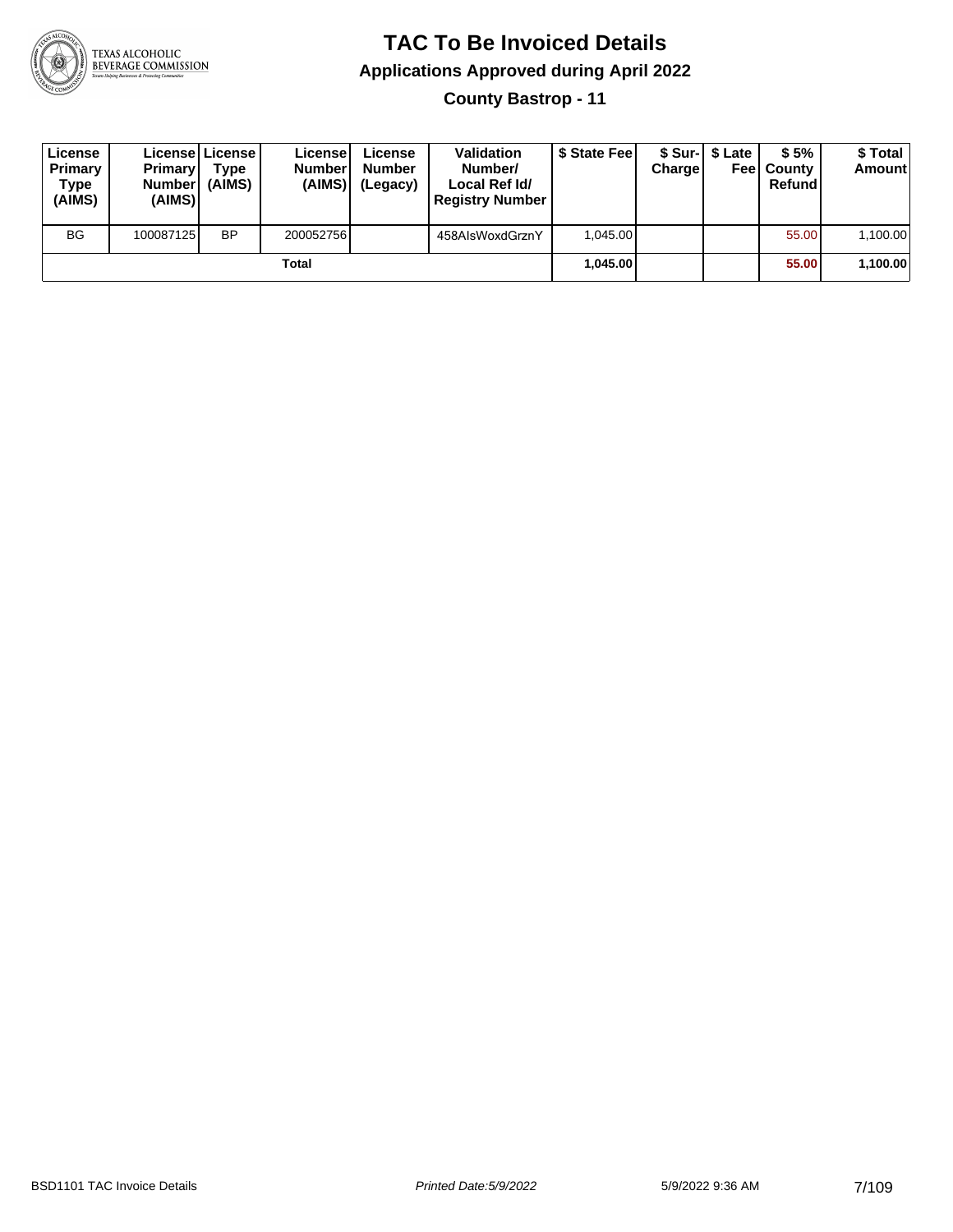# TAC To Be Invoiced Details

## Applications Approved during April 2022

### County Bastrop - 11

| License Primary Type (AIMS) | License Primary Number (AIMS) | License Type (AIMS) | License Number (AIMS) | License Number (Legacy) | Validation Number/ Local Ref Id/ Registry Number | $ State Fee | $ Sur-Charge | $ Late Fee | $ 5% County Refund | $ Total Amount |
|---|---|---|---|---|---|---|---|---|---|---|
| BG | 100087125 | BP | 200052756 | | 458AIsWoxdGrznY | 1,045.00 | | | 55.00 | 1,100.00 |
| | | | Total | | | **1,045.00** | | | **55.00** | **1,100.00** |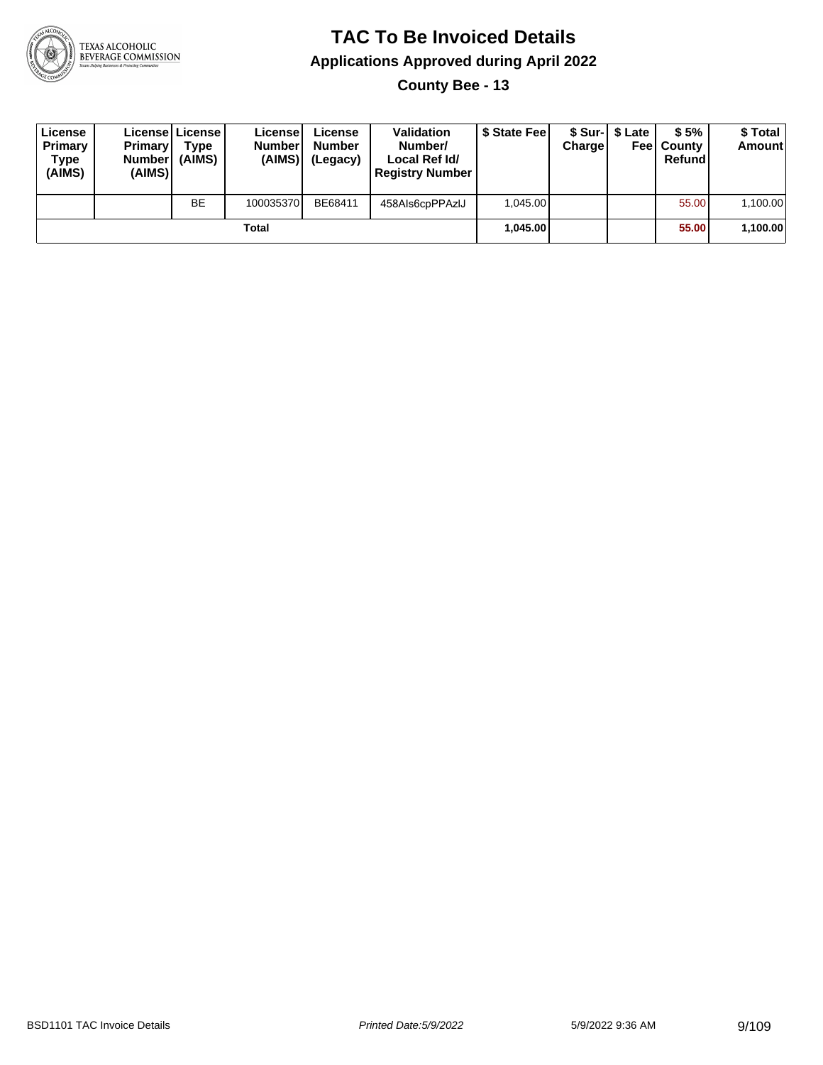# TAC To Be Invoiced Details

## Applications Approved during April 2022

### County Bee - 13

| License Primary Type (AIMS) | License Primary Number (AIMS) | License Type (AIMS) | License Number (AIMS) | License Number (Legacy) | Validation Number/ Local Ref Id/ Registry Number | $ State Fee | $ Sur-Charge | $ Late Fee | $ 5% County Refund | $ Total Amount |
|---|---|---|---|---|---|---|---|---|---|---|
| | | BE | 100035370 | BE68411 | 458AIs6cpPPAzlJ | 1,045.00 | | | 55.00 | 1,100.00 |
| | | | Total | | | **1,045.00** | | | **55.00** | **1,100.00** |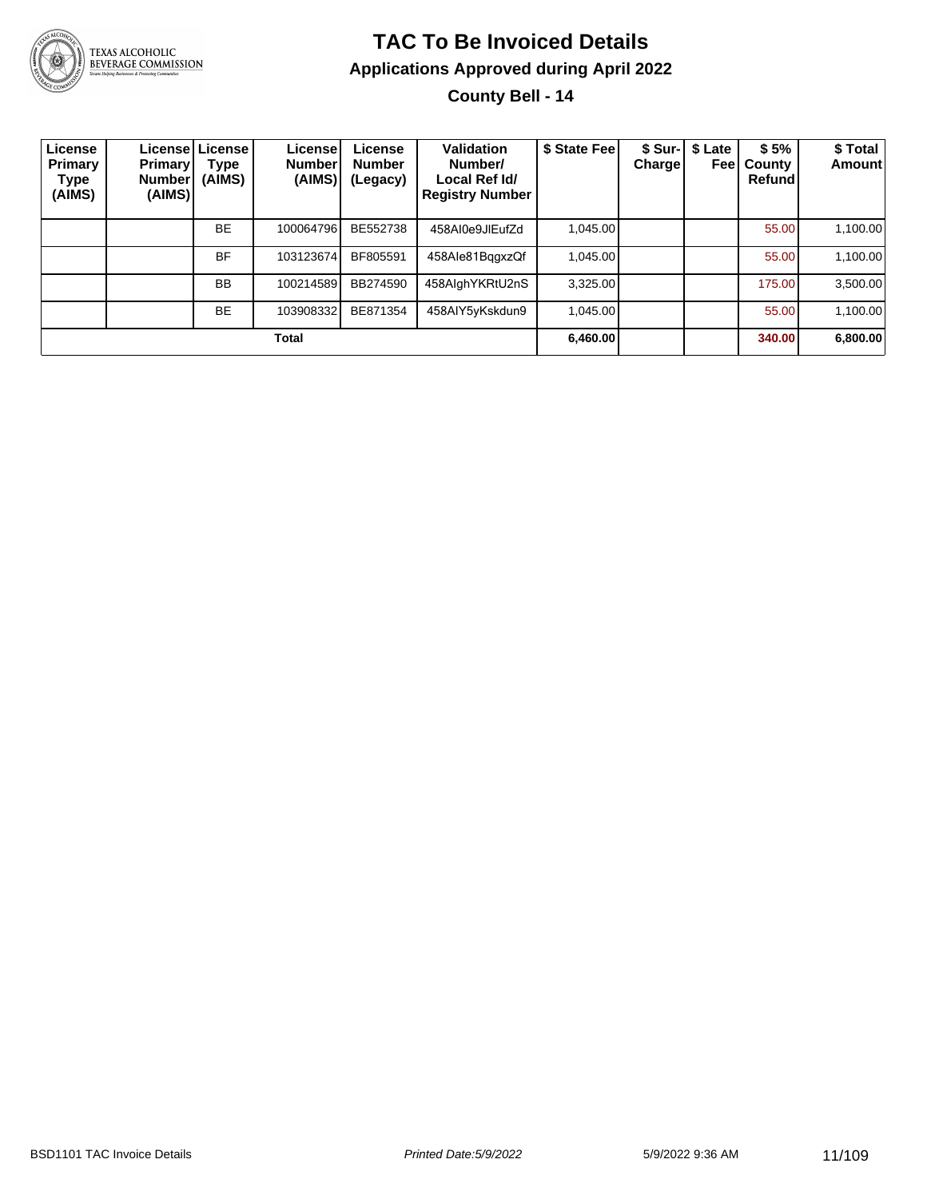# TAC To Be Invoiced Details

## Applications Approved during April 2022

### County Bell - 14

| License Primary Type (AIMS) | License Primary Number (AIMS) | License Type (AIMS) | License Number (AIMS) | License Number (Legacy) | Validation Number/ Local Ref Id/ Registry Number | $ State Fee | $ Sur-Charge | $ Late Fee | $ 5% County Refund | $ Total Amount |
|---|---|---|---|---|---|---|---|---|---|---|
| | | BE | 100064796 | BE552738 | 458AI0e9JlEufZd | 1,045.00 | | | 55.00 | 1,100.00 |
| | | BF | 103123674 | BF805591 | 458AIe81BqgxzQf | 1,045.00 | | | 55.00 | 1,100.00 |
| | | BB | 100214589 | BB274590 | 458AIghYKRtU2nS | 3,325.00 | | | 175.00 | 3,500.00 |
| | | BE | 103908332 | BE871354 | 458AIY5yKskdun9 | 1,045.00 | | | 55.00 | 1,100.00 |
| **Total** | | | | | | **6,460.00** | | | **340.00** | **6,800.00** |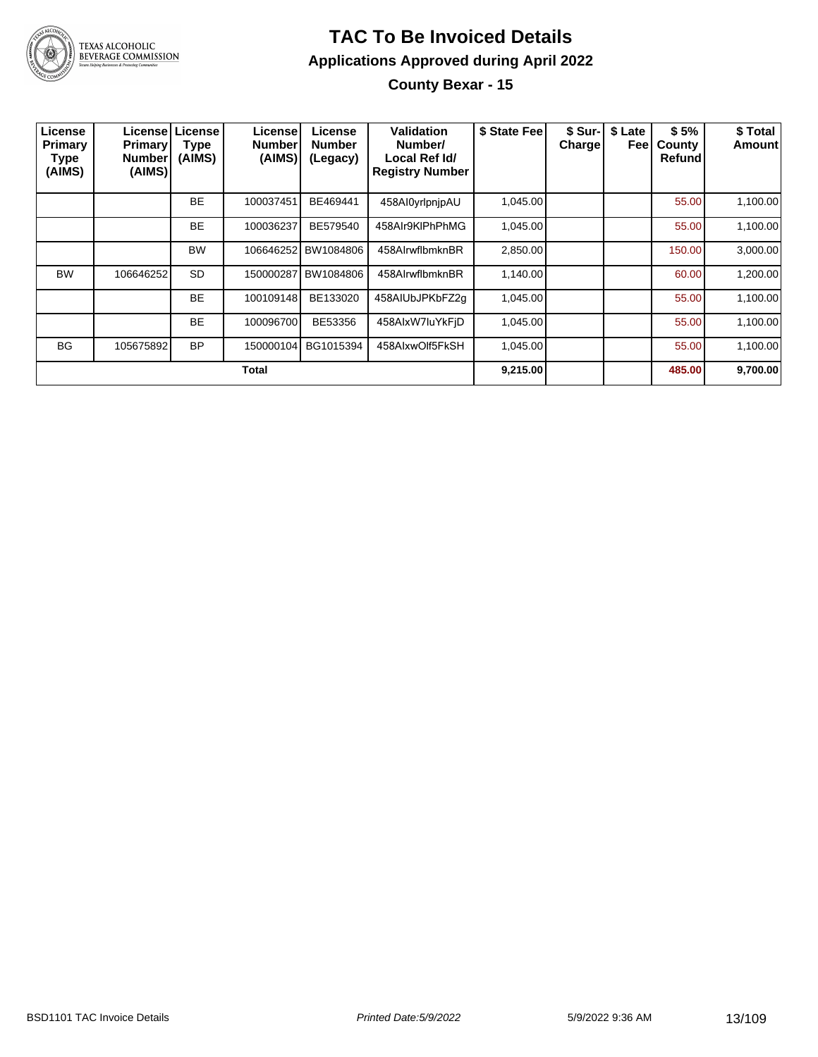# TAC To Be Invoiced Details

## Applications Approved during April 2022

### County Bexar - 15

| License Primary Type (AIMS) | License Primary Number (AIMS) | License Type (AIMS) | License Number (AIMS) | License Number (Legacy) | Validation Number/ Local Ref Id/ Registry Number | $ State Fee | $ Sur-Charge | $ Late Fee | $ 5% County Refund | $ Total Amount |
|---|---|---|---|---|---|---|---|---|---|---|
| | | BE | 100037451 | BE469441 | 458AI0yrlpnjpAU | 1,045.00 | | | 55.00 | 1,100.00 |
| | | BE | 100036237 | BE579540 | 458AIr9KlPhPhMG | 1,045.00 | | | 55.00 | 1,100.00 |
| | | BW | 106646252 | BW1084806 | 458AIrwflbmknBR | 2,850.00 | | | 150.00 | 3,000.00 |
| BW | 106646252 | SD | 150000287 | BW1084806 | 458AIrwflbmknBR | 1,140.00 | | | 60.00 | 1,200.00 |
| | | BE | 100109148 | BE133020 | 458AIUbJPKbFZ2g | 1,045.00 | | | 55.00 | 1,100.00 |
| | | BE | 100096700 | BE53356 | 458AIxW7luYkFjD | 1,045.00 | | | 55.00 | 1,100.00 |
| BG | 105675892 | BP | 150000104 | BG1015394 | 458AIxwOlf5FkSH | 1,045.00 | | | 55.00 | 1,100.00 |
| | | | **Total** | | | **9,215.00** | | | **485.00** | **9,700.00** |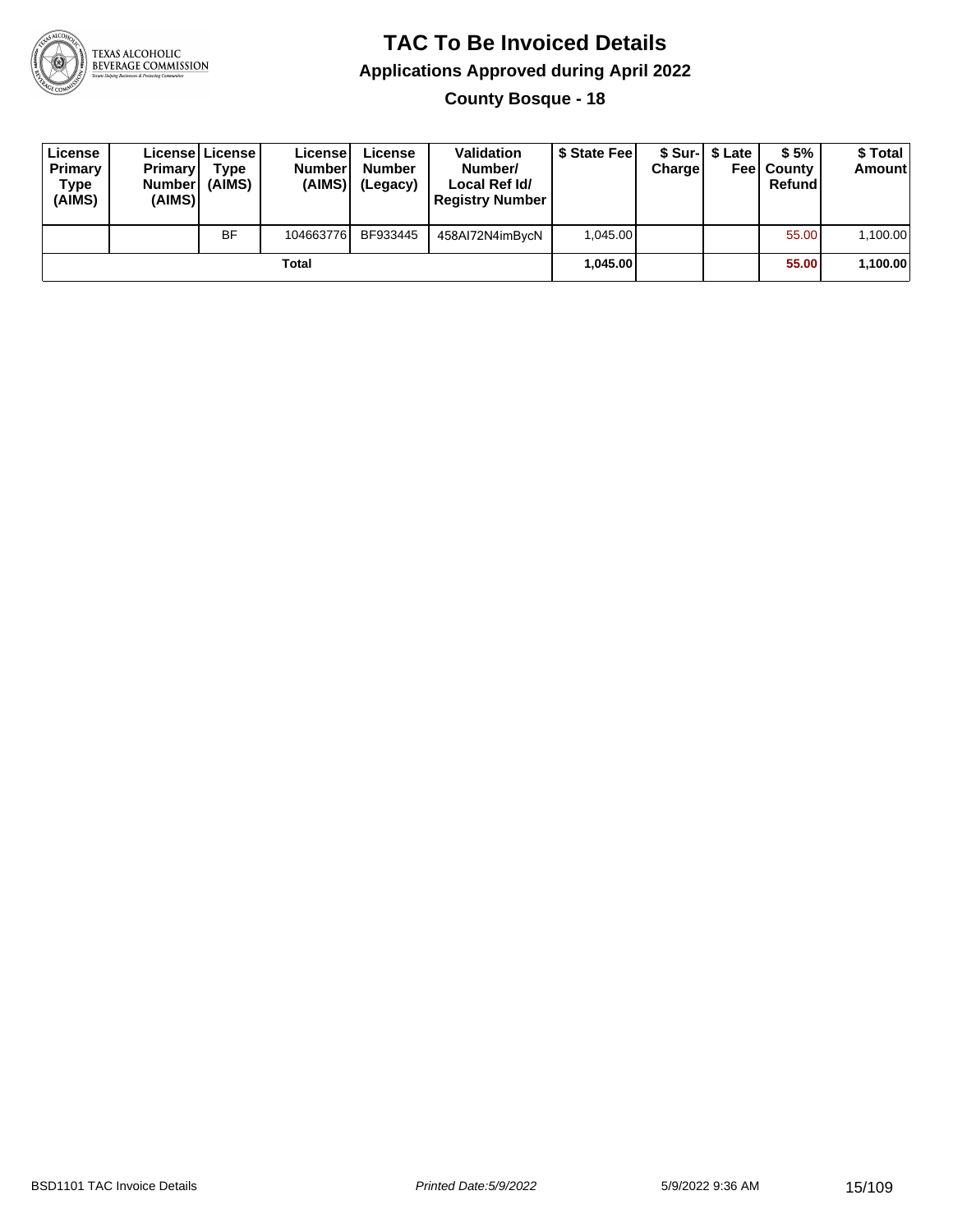# TAC To Be Invoiced Details

## Applications Approved during April 2022

### County Bosque - 18

| License Primary Type (AIMS) | License Primary Number (AIMS) | License Type (AIMS) | License Number (AIMS) | License Number (Legacy) | Validation Number/ Local Ref Id/ Registry Number | $ State Fee | $ Sur-Charge | $ Late Fee | $ 5% County Refund | $ Total Amount |
|---|---|---|---|---|---|---|---|---|---|---|
| | | BF | 104663776 | BF933445 | 458AI72N4imBycN | 1,045.00 | | | 55.00 | 1,100.00 |
| | | | Total | | | **1,045.00** | | | **55.00** | **1,100.00** |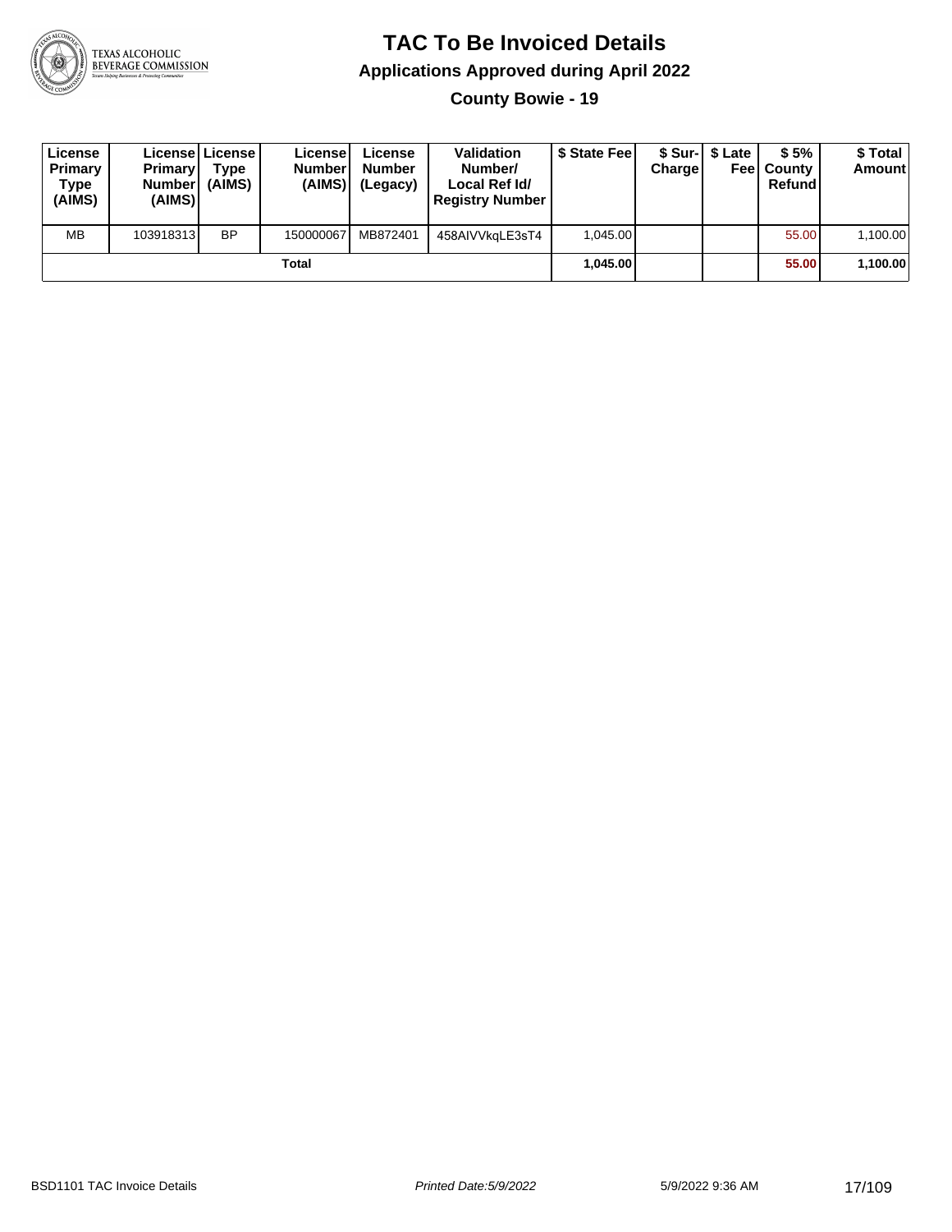# TAC To Be Invoiced Details

## Applications Approved during April 2022

### County Bowie - 19

| License Primary Type (AIMS) | License Primary Number (AIMS) | License Type (AIMS) | License Number (AIMS) | License Number (Legacy) | Validation Number/ Local Ref Id/ Registry Number | $ State Fee | $ Sur-Charge | $ Late Fee | $ 5% County Refund | $ Total Amount |
|---|---|---|---|---|---|---|---|---|---|---|
| MB | 103918313 | BP | 150000067 | MB872401 | 458AIVVkqLE3sT4 | 1,045.00 | | | 55.00 | 1,100.00 |
| | | | Total | | | 1,045.00 | | | 55.00 | 1,100.00 |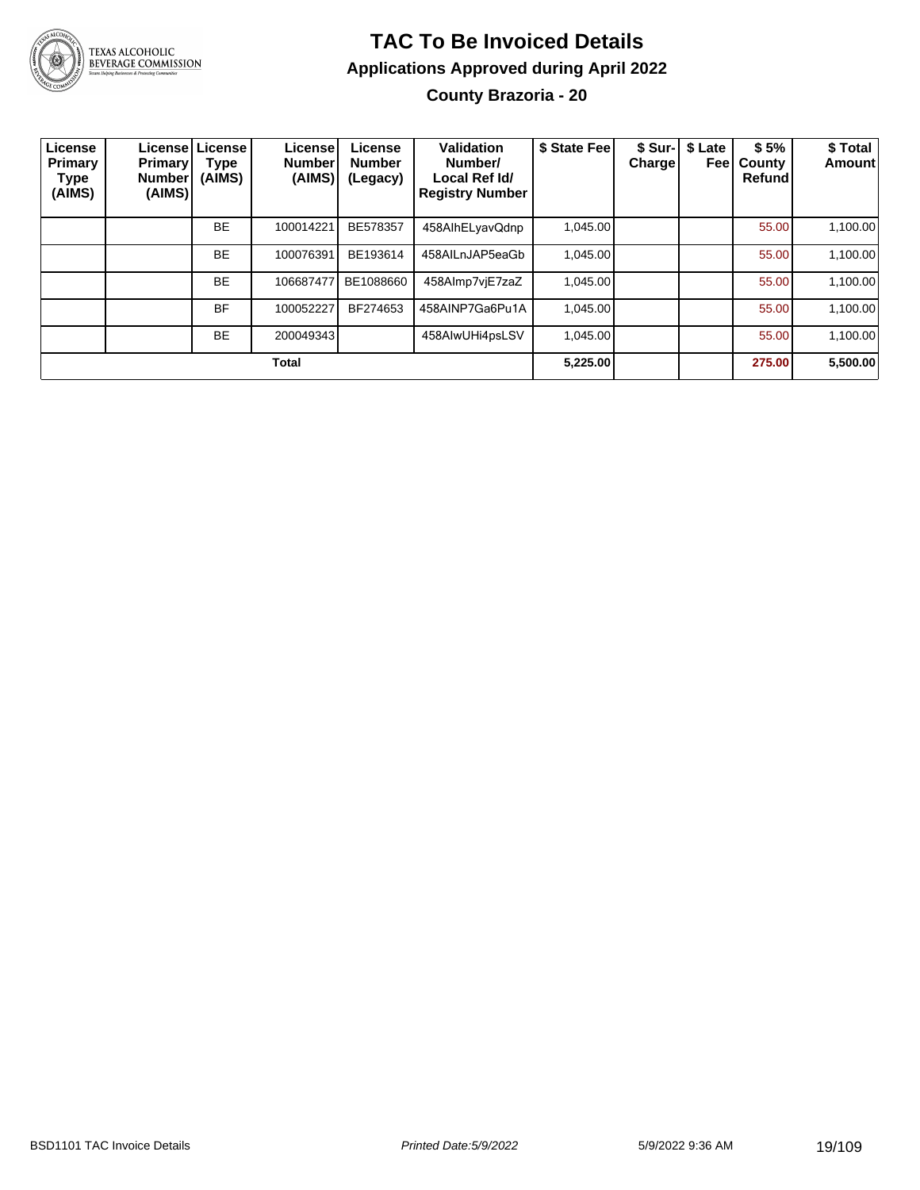# TAC To Be Invoiced Details

## Applications Approved during April 2022

### County Brazoria - 20

| License Primary Type (AIMS) | License Primary Number (AIMS) | License Type (AIMS) | License Number (AIMS) | License Number (Legacy) | Validation Number/ Local Ref Id/ Registry Number | $ State Fee | $ Sur-Charge | $ Late Fee | $ 5% County Refund | $ Total Amount |
|---|---|---|---|---|---|---|---|---|---|---|
| | | BE | 100014221 | BE578357 | 458AIhELyavQdnp | 1,045.00 | | | 55.00 | 1,100.00 |
| | | BE | 100076391 | BE193614 | 458AILnJAP5eaGb | 1,045.00 | | | 55.00 | 1,100.00 |
| | | BE | 106687477 | BE1088660 | 458AImp7vjE7zaZ | 1,045.00 | | | 55.00 | 1,100.00 |
| | | BF | 100052227 | BF274653 | 458AINP7Ga6Pu1A | 1,045.00 | | | 55.00 | 1,100.00 |
| | | BE | 200049343 | | 458AIwUHi4psLSV | 1,045.00 | | | 55.00 | 1,100.00 |
| **Total** | | | | | | **5,225.00** | | | **275.00** | **5,500.00** |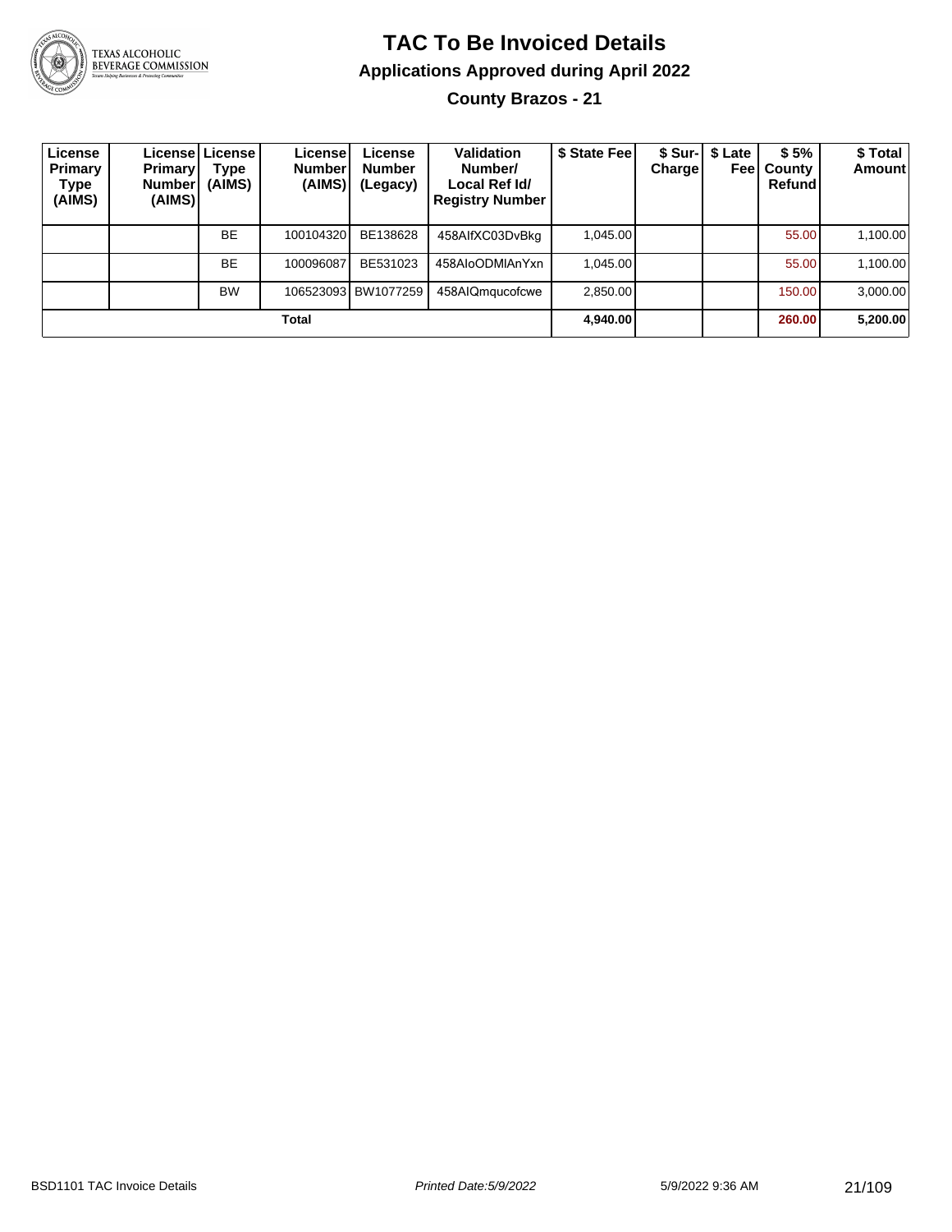# TAC To Be Invoiced Details

## Applications Approved during April 2022

### County Brazos - 21

| License Primary Type (AIMS) | License Primary Number (AIMS) | License Type (AIMS) | License Number (AIMS) | License Number (Legacy) | Validation Number/ Local Ref Id/ Registry Number | $ State Fee | $ Sur-Charge | $ Late Fee | $ 5% County Refund | $ Total Amount |
|---|---|---|---|---|---|---|---|---|---|---|
| | | BE | 100104320 | BE138628 | 458AIfXC03DvBkg | 1,045.00 | | | 55.00 | 1,100.00 |
| | | BE | 100096087 | BE531023 | 458AIoODMIAnYxn | 1,045.00 | | | 55.00 | 1,100.00 |
| | | BW | 106523093 | BW1077259 | 458AIQmqucofcwe | 2,850.00 | | | 150.00 | 3,000.00 |
| **Total** | | | | | | **4,940.00** | | | **260.00** | **5,200.00** |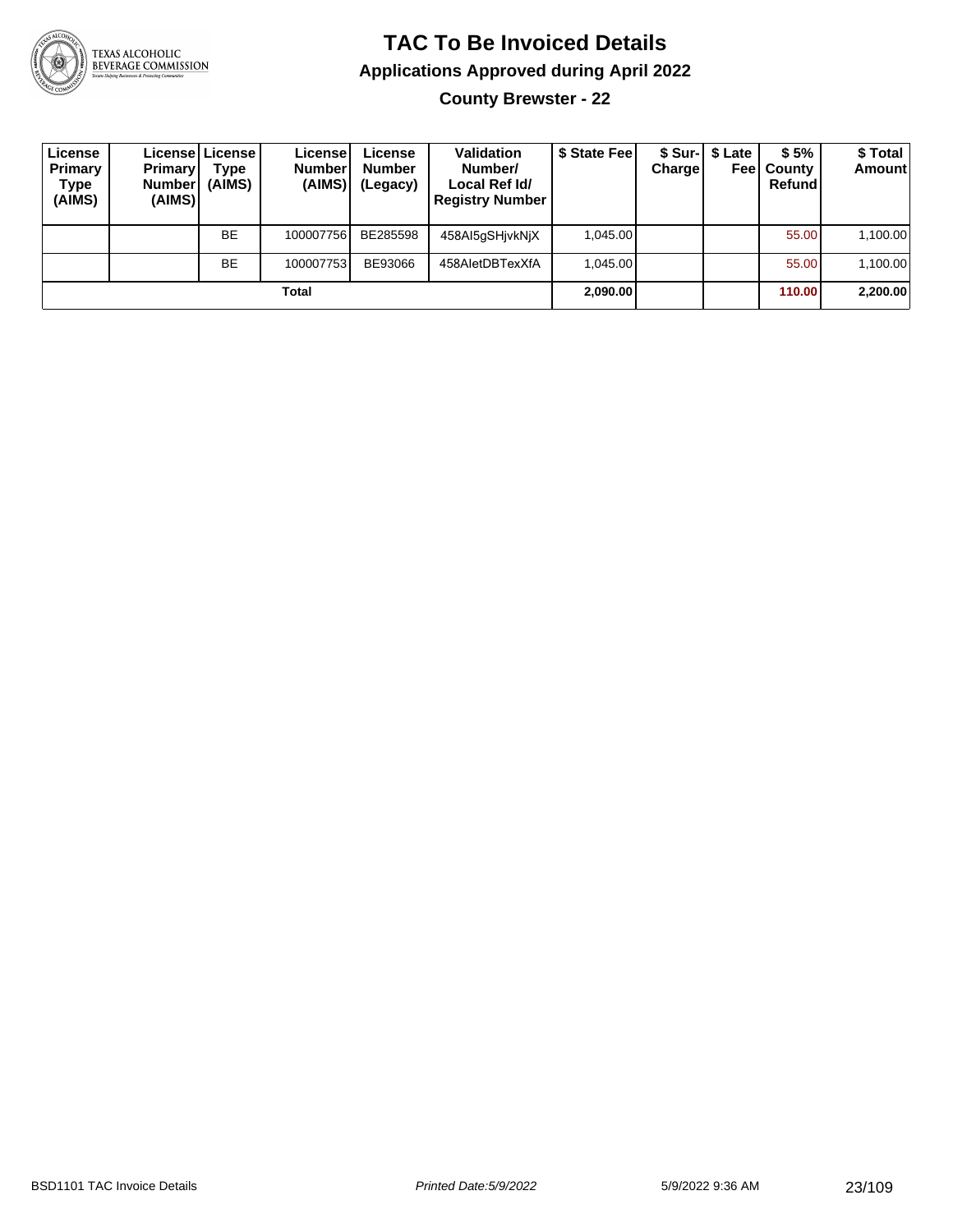# TAC To Be Invoiced Details

## Applications Approved during April 2022

### County Brewster - 22

| License Primary Type (AIMS) | License Primary Number (AIMS) | License Type (AIMS) | License Number (AIMS) | License Number (Legacy) | Validation Number/ Local Ref Id/ Registry Number | $ State Fee | $ Sur-Charge | $ Late Fee | $ 5% County Refund | $ Total Amount |
|---|---|---|---|---|---|---|---|---|---|---|
| | | BE | 100007756 | BE285598 | 458AI5gSHjvkNjX | 1,045.00 | | | 55.00 | 1,100.00 |
| | | BE | 100007753 | BE93066 | 458AIetDBTexXfA | 1,045.00 | | | 55.00 | 1,100.00 |
| Total | | | | | | 2,090.00 | | | 110.00 | 2,200.00 |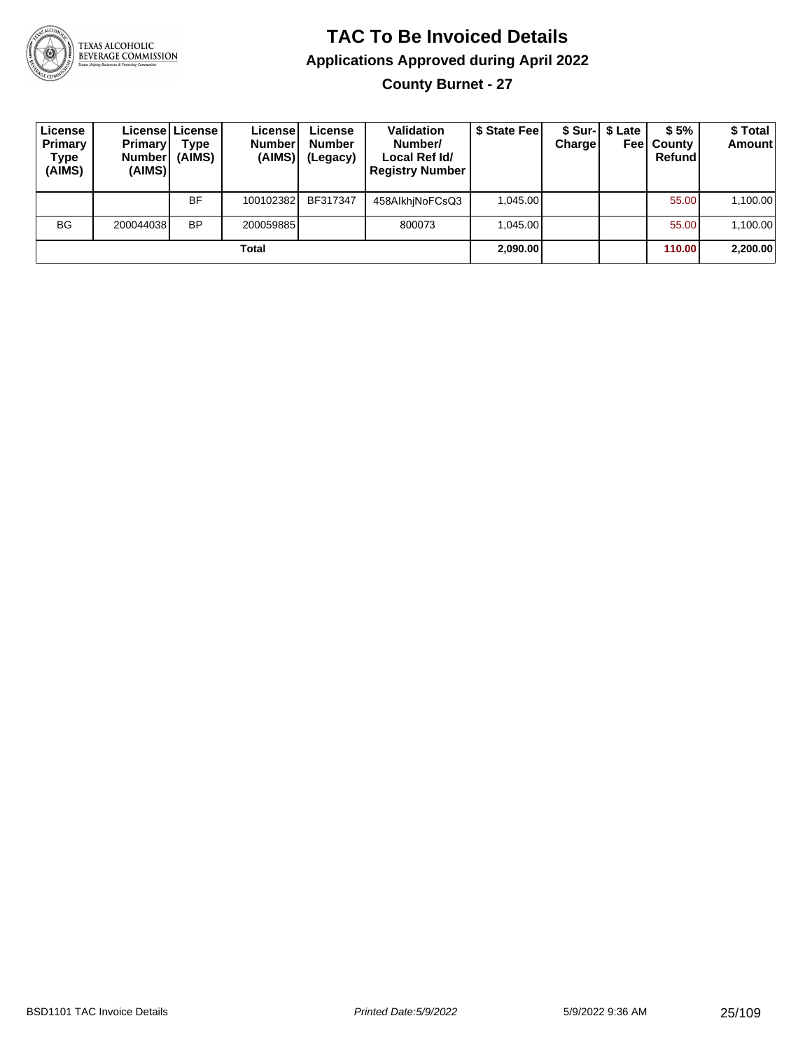# TAC To Be Invoiced Details

## Applications Approved during April 2022

### County Burnet - 27

| License Primary Type (AIMS) | License Primary Number (AIMS) | License Type (AIMS) | License Number (AIMS) | License Number (Legacy) | Validation Number/ Local Ref Id/ Registry Number | $ State Fee | $ Sur-Charge | $ Late Fee | $ 5% County Refund | $ Total Amount |
|---|---|---|---|---|---|---|---|---|---|---|
| | | BF | 100102382 | BF317347 | 458AIkhjNoFCsQ3 | 1,045.00 | | | 55.00 | 1,100.00 |
| BG | 200044038 | BP | 200059885 | | 800073 | 1,045.00 | | | 55.00 | 1,100.00 |
| | | | Total | | | **2,090.00** | | | **110.00** | **2,200.00** |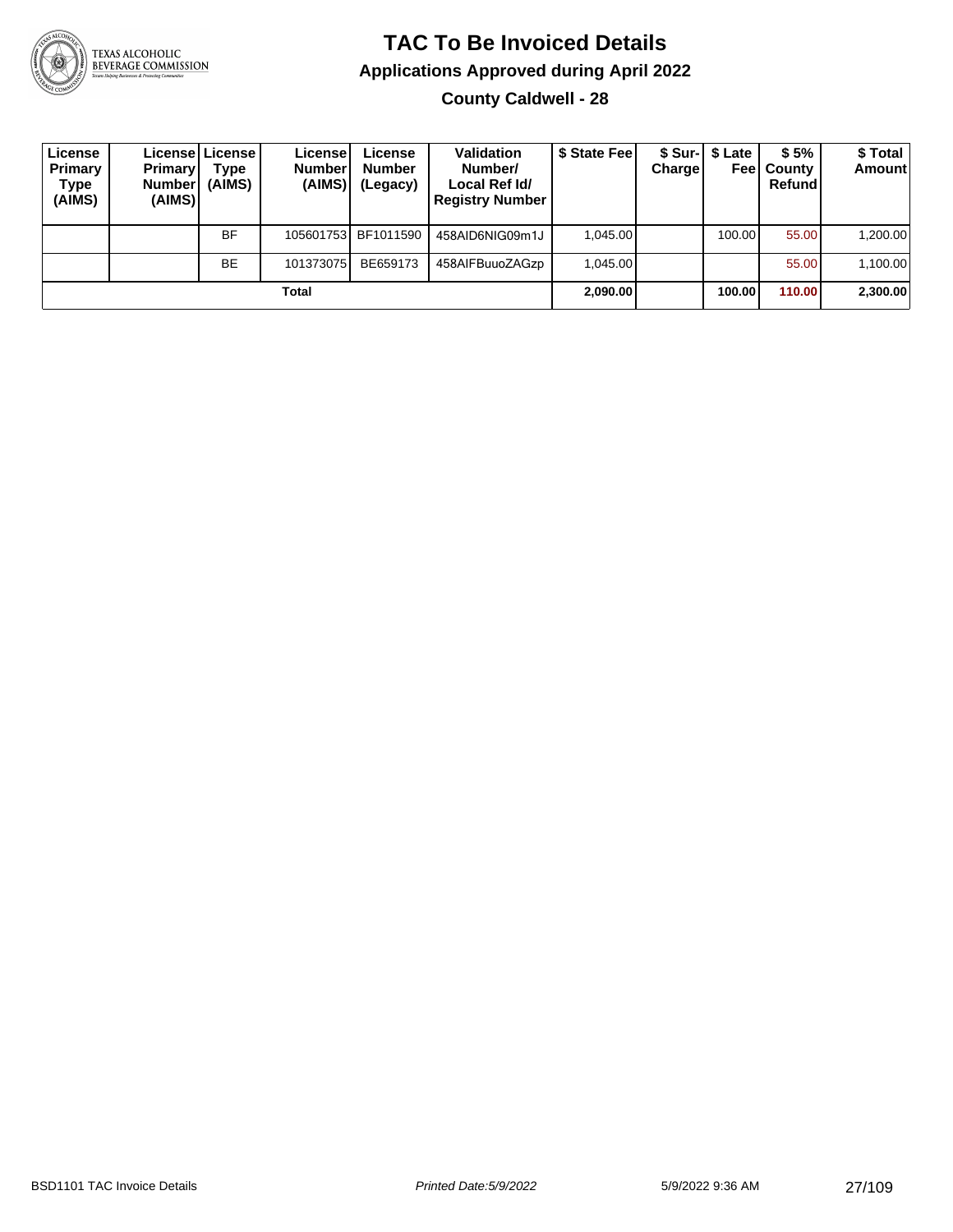# TAC To Be Invoiced Details

## Applications Approved during April 2022

### County Caldwell - 28

| License Primary Type (AIMS) | License Primary Number (AIMS) | License Type (AIMS) | License Number (AIMS) | License Number (Legacy) | Validation Number/ Local Ref Id/ Registry Number | $ State Fee | $ Sur-Charge | $ Late Fee | $ 5% County Refund | $ Total Amount |
|---|---|---|---|---|---|---|---|---|---|---|
| | | BF | 105601753 | BF1011590 | 458AID6NIG09m1J | 1,045.00 | | 100.00 | 55.00 | 1,200.00 |
| | | BE | 101373075 | BE659173 | 458AIFBuuoZAGzp | 1,045.00 | | | 55.00 | 1,100.00 |
| **Total** | | | | | | **2,090.00** | | **100.00** | **110.00** | **2,300.00** |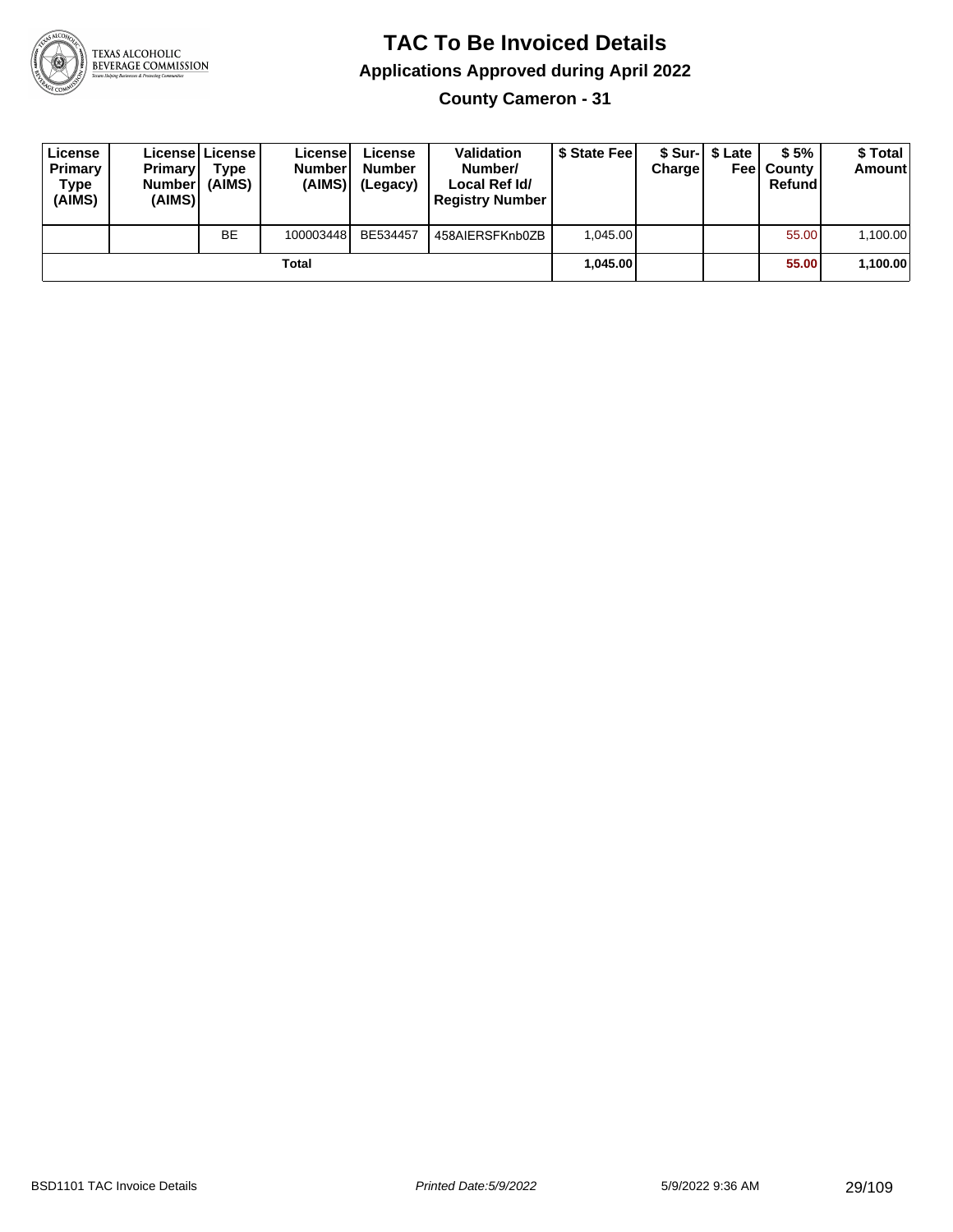# TAC To Be Invoiced Details

## Applications Approved during April 2022

### County Cameron - 31

| License Primary Type (AIMS) | License Primary Number (AIMS) | License Type (AIMS) | License Number (AIMS) | License Number (Legacy) | Validation Number/ Local Ref Id/ Registry Number | $ State Fee | $ Sur-Charge | $ Late Fee | $ 5% County Refund | $ Total Amount |
|---|---|---|---|---|---|---|---|---|---|---|
| | | BE | 100003448 | BE534457 | 458AIERSFKnb0ZB | 1,045.00 | | | 55.00 | 1,100.00 |
| | | | Total | | | **1,045.00** | | | **55.00** | **1,100.00** |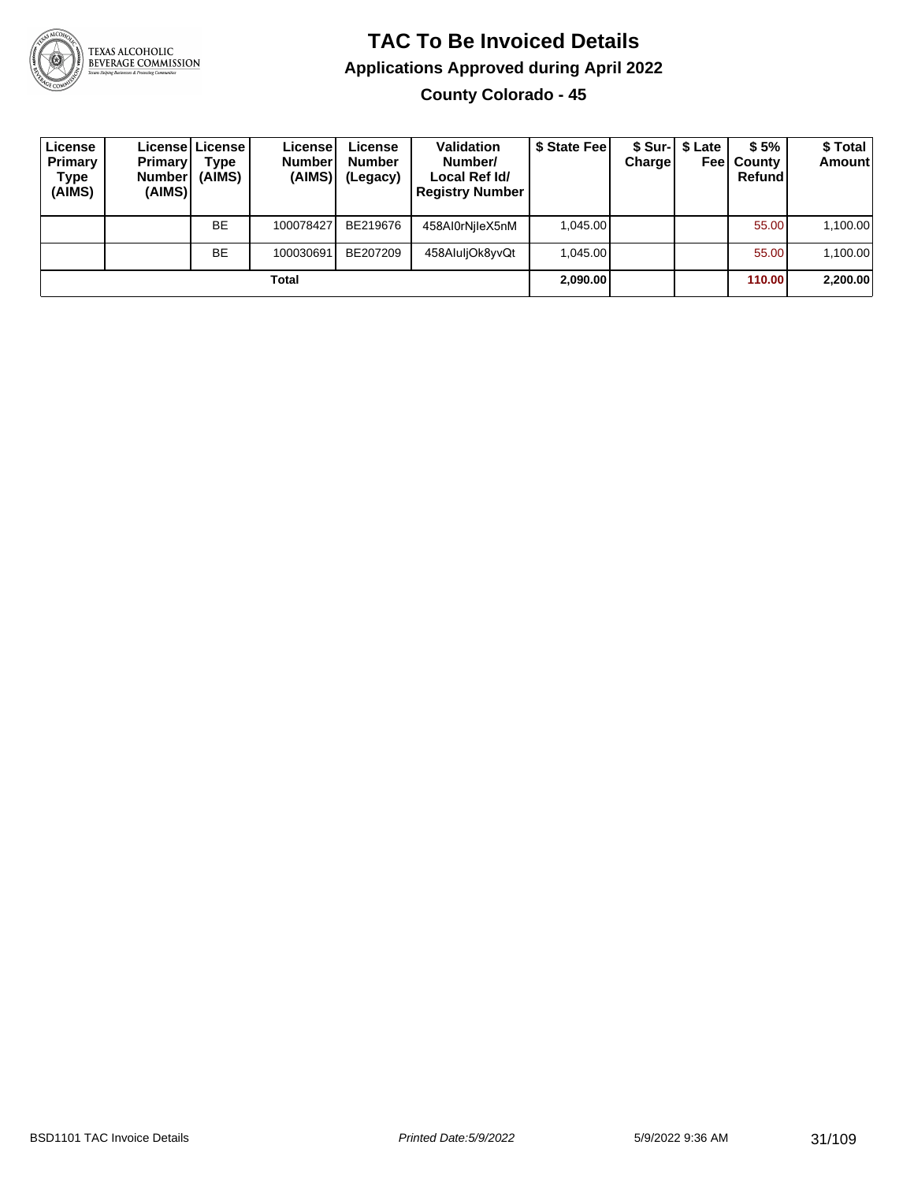# TAC To Be Invoiced Details

## Applications Approved during April 2022

### County Colorado - 45

| License Primary Type (AIMS) | License Primary Number (AIMS) | License Type (AIMS) | License Number (AIMS) | License Number (Legacy) | Validation Number/ Local Ref Id/ Registry Number | $ State Fee | $ Sur-Charge | $ Late Fee | $ 5% County Refund | $ Total Amount |
|---|---|---|---|---|---|---|---|---|---|---|
| | | BE | 100078427 | BE219676 | 458AI0rNjleX5nM | 1,045.00 | | | 55.00 | 1,100.00 |
| | | BE | 100030691 | BE207209 | 458AluljOk8yvQt | 1,045.00 | | | 55.00 | 1,100.00 |
| **Total** | | | | | | **2,090.00** | | | **110.00** | **2,200.00** |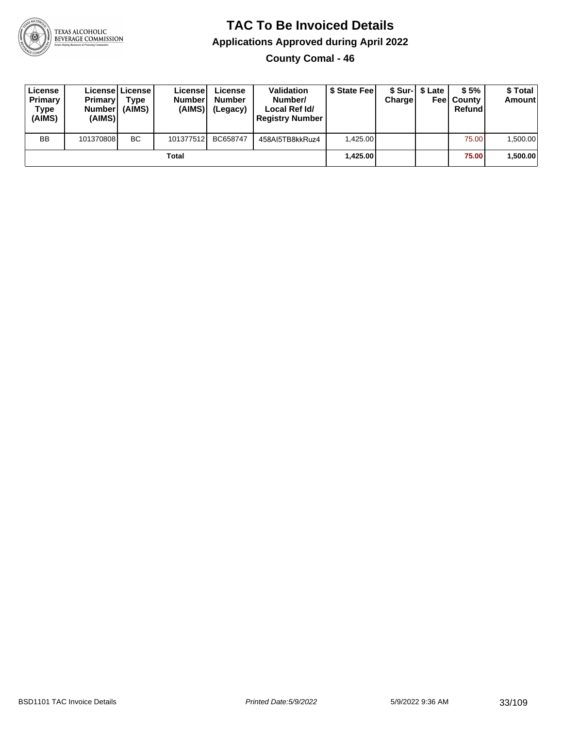# TAC To Be Invoiced Details

## Applications Approved during April 2022

### County Comal - 46

| License Primary Type (AIMS) | License Primary Number (AIMS) | License Type (AIMS) | License Number (AIMS) | License Number (Legacy) | Validation Number/ Local Ref Id/ Registry Number | $ State Fee | $ Sur-Charge | $ Late Fee | $ 5% County Refund | $ Total Amount |
|---|---|---|---|---|---|---|---|---|---|---|
| BB | 101370808 | BC | 101377512 | BC658747 | 458AI5TB8kkRuz4 | 1,425.00 | | | 75.00 | 1,500.00 |
| | | | Total | | | 1,425.00 | | | 75.00 | 1,500.00 |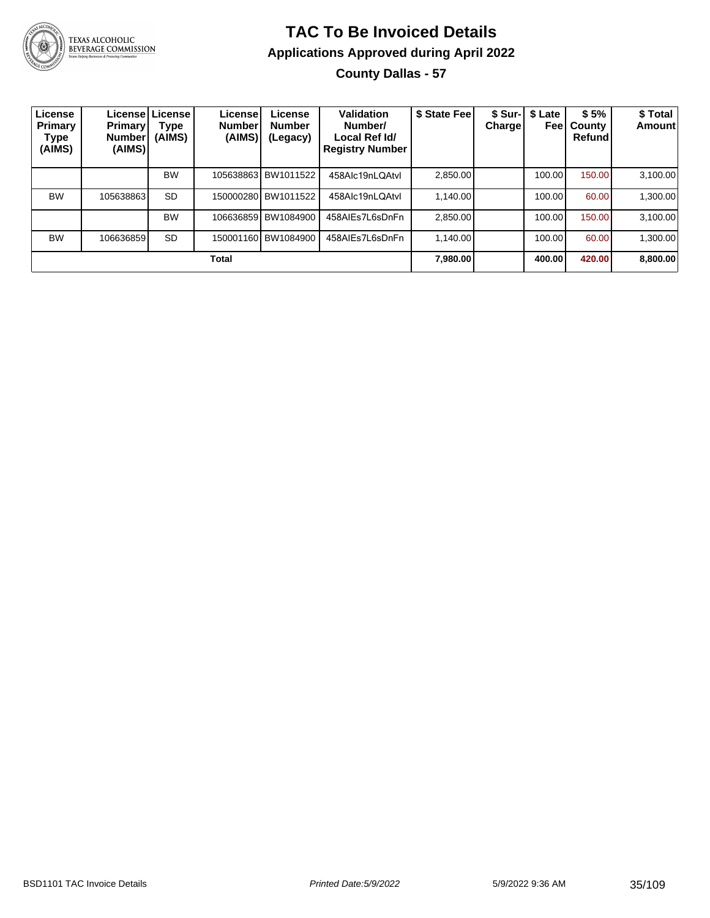# TAC To Be Invoiced Details

## Applications Approved during April 2022

### County Dallas - 57

| License Primary Type (AIMS) | License Primary Number (AIMS) | License Type (AIMS) | License Number (AIMS) | License Number (Legacy) | Validation Number/ Local Ref Id/ Registry Number | $ State Fee | $ Sur-Charge | $ Late Fee | $ 5% County Refund | $ Total Amount |
|---|---|---|---|---|---|---|---|---|---|---|
| | | BW | 105638863 | BW1011522 | 458Alc19nLQAtvl | 2,850.00 | | 100.00 | 150.00 | 3,100.00 |
| BW | 105638863 | SD | 150000280 | BW1011522 | 458Alc19nLQAtvl | 1,140.00 | | 100.00 | 60.00 | 1,300.00 |
| | | BW | 106636859 | BW1084900 | 458AIEs7L6sDnFn | 2,850.00 | | 100.00 | 150.00 | 3,100.00 |
| BW | 106636859 | SD | 150001160 | BW1084900 | 458AIEs7L6sDnFn | 1,140.00 | | 100.00 | 60.00 | 1,300.00 |
| **Total** | | | | | | **7,980.00** | | **400.00** | **420.00** | **8,800.00** |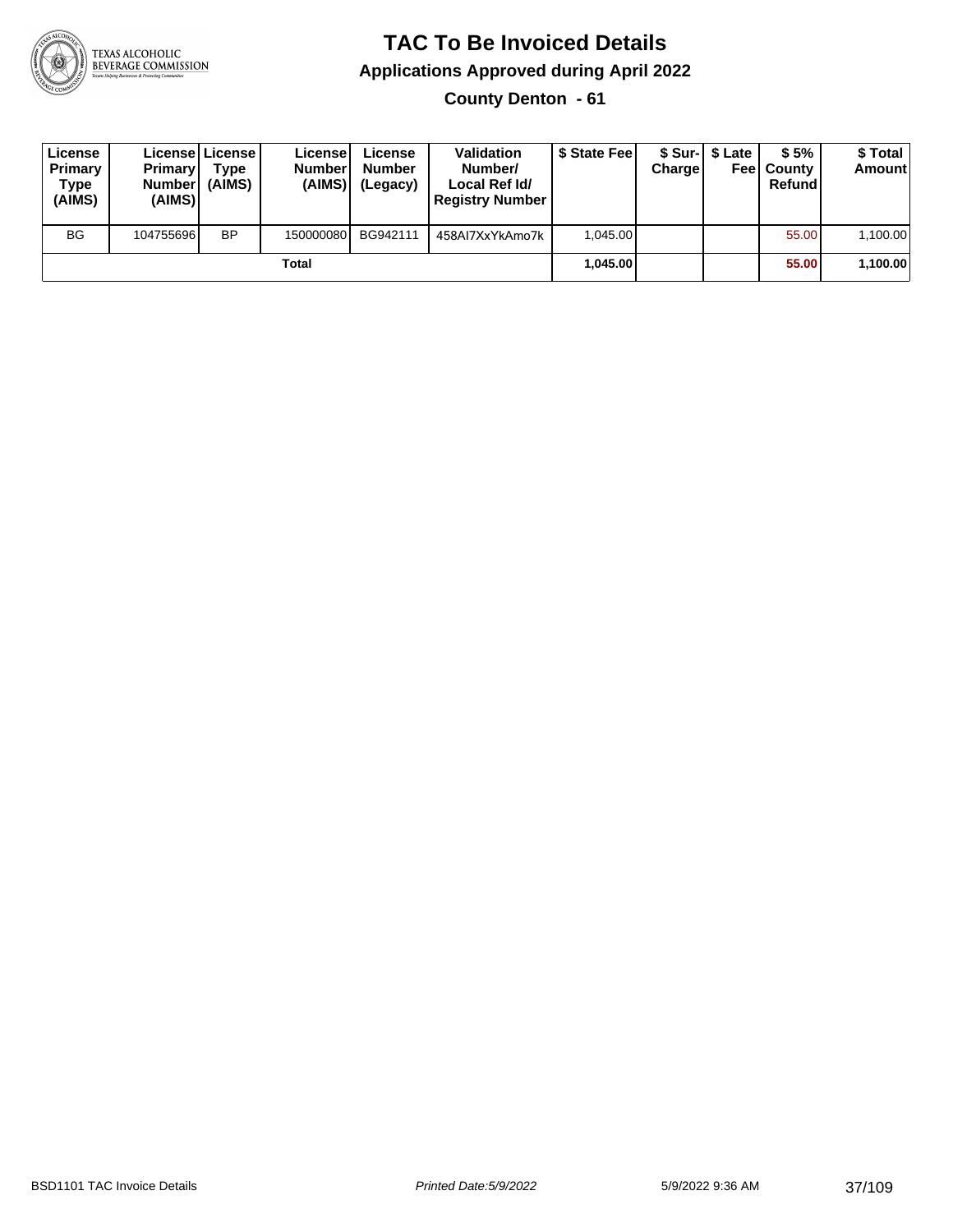# TAC To Be Invoiced Details

## Applications Approved during April 2022

### County Denton - 61

| License Primary Type (AIMS) | License Primary Number (AIMS) | License Type (AIMS) | License Number (AIMS) | License Number (Legacy) | Validation Number/ Local Ref Id/ Registry Number | $ State Fee | $ Sur-Charge | $ Late Fee | $ 5% County Refund | $ Total Amount |
|---|---|---|---|---|---|---|---|---|---|---|
| BG | 104755696 | BP | 150000080 | BG942111 | 458AI7XxYkAmo7k | 1,045.00 | | | 55.00 | 1,100.00 |
| | | | Total | | | 1,045.00 | | | 55.00 | 1,100.00 |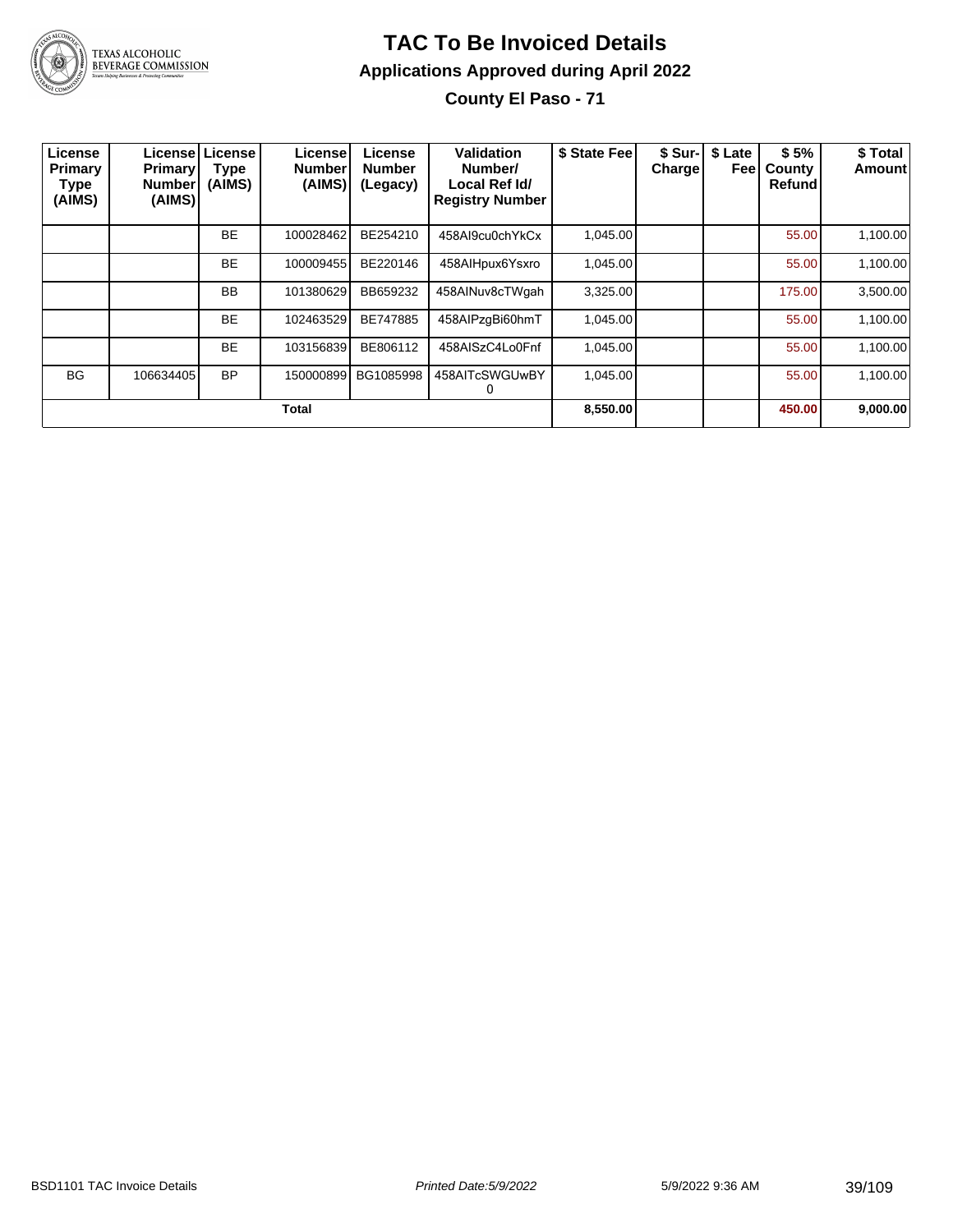# TAC To Be Invoiced Details

## Applications Approved during April 2022

### County El Paso - 71

| License Primary Type (AIMS) | License Primary Number (AIMS) | License Type (AIMS) | License Number (AIMS) | License Number (Legacy) | Validation Number/ Local Ref Id/ Registry Number | $ State Fee | $ Sur-Charge | $ Late Fee | $ 5% County Refund | $ Total Amount |
|---|---|---|---|---|---|---|---|---|---|---|
| | | BE | 100028462 | BE254210 | 458AI9cu0chYkCx | 1,045.00 | | | 55.00 | 1,100.00 |
| | | BE | 100009455 | BE220146 | 458AIHpux6Ysxro | 1,045.00 | | | 55.00 | 1,100.00 |
| | | BB | 101380629 | BB659232 | 458AINuv8cTWgah | 3,325.00 | | | 175.00 | 3,500.00 |
| | | BE | 102463529 | BE747885 | 458AIPzgBi60hmT | 1,045.00 | | | 55.00 | 1,100.00 |
| | | BE | 103156839 | BE806112 | 458AISzC4Lo0Fnf | 1,045.00 | | | 55.00 | 1,100.00 |
| BG | 106634405 | BP | 150000899 | BG1085998 | 458AITcSWGUwBY0 | 1,045.00 | | | 55.00 | 1,100.00 |
| **Total** | | | | | | **8,550.00** | | | **450.00** | **9,000.00** |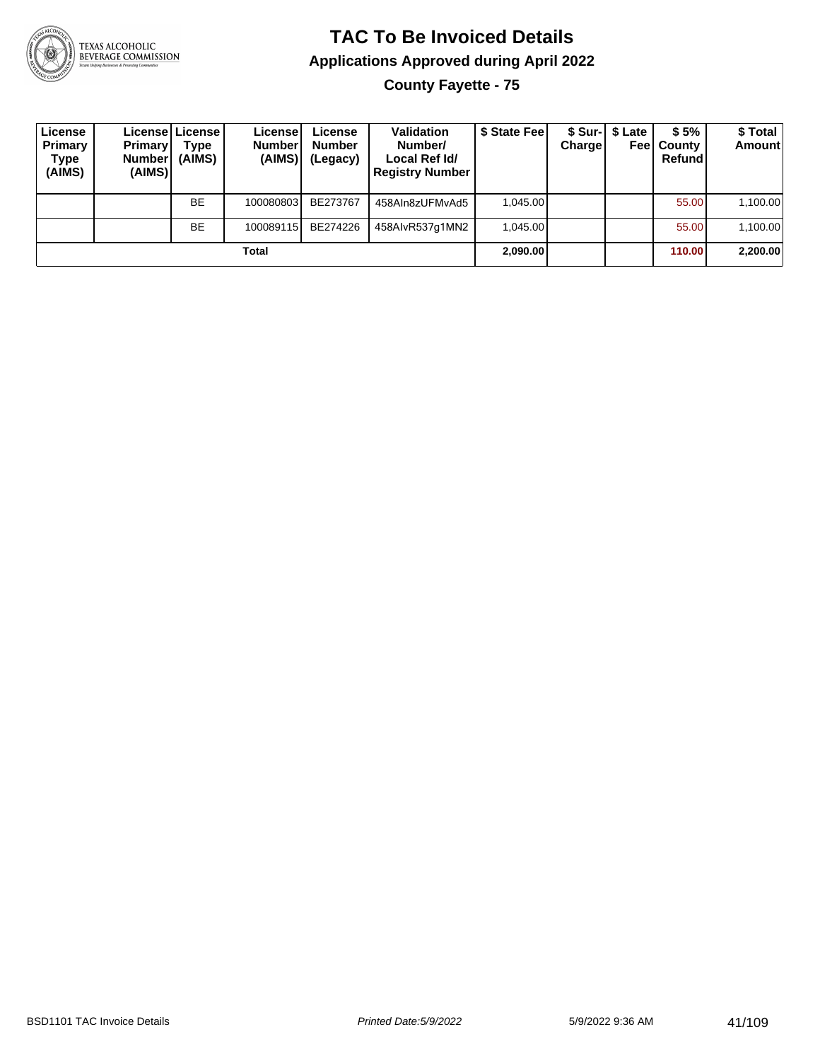# TAC To Be Invoiced Details

## Applications Approved during April 2022

### County Fayette - 75

| License Primary Type (AIMS) | License Primary Number (AIMS) | License Type (AIMS) | License Number (AIMS) | License Number (Legacy) | Validation Number/ Local Ref Id/ Registry Number | $ State Fee | $ Sur-Charge | $ Late Fee | $ 5% County Refund | $ Total Amount |
|---|---|---|---|---|---|---|---|---|---|---|
| | | BE | 100080803 | BE273767 | 458AIn8zUFMvAd5 | 1,045.00 | | | 55.00 | 1,100.00 |
| | | BE | 100089115 | BE274226 | 458AIvR537g1MN2 | 1,045.00 | | | 55.00 | 1,100.00 |
| | | | Total | | | 2,090.00 | | | 110.00 | 2,200.00 |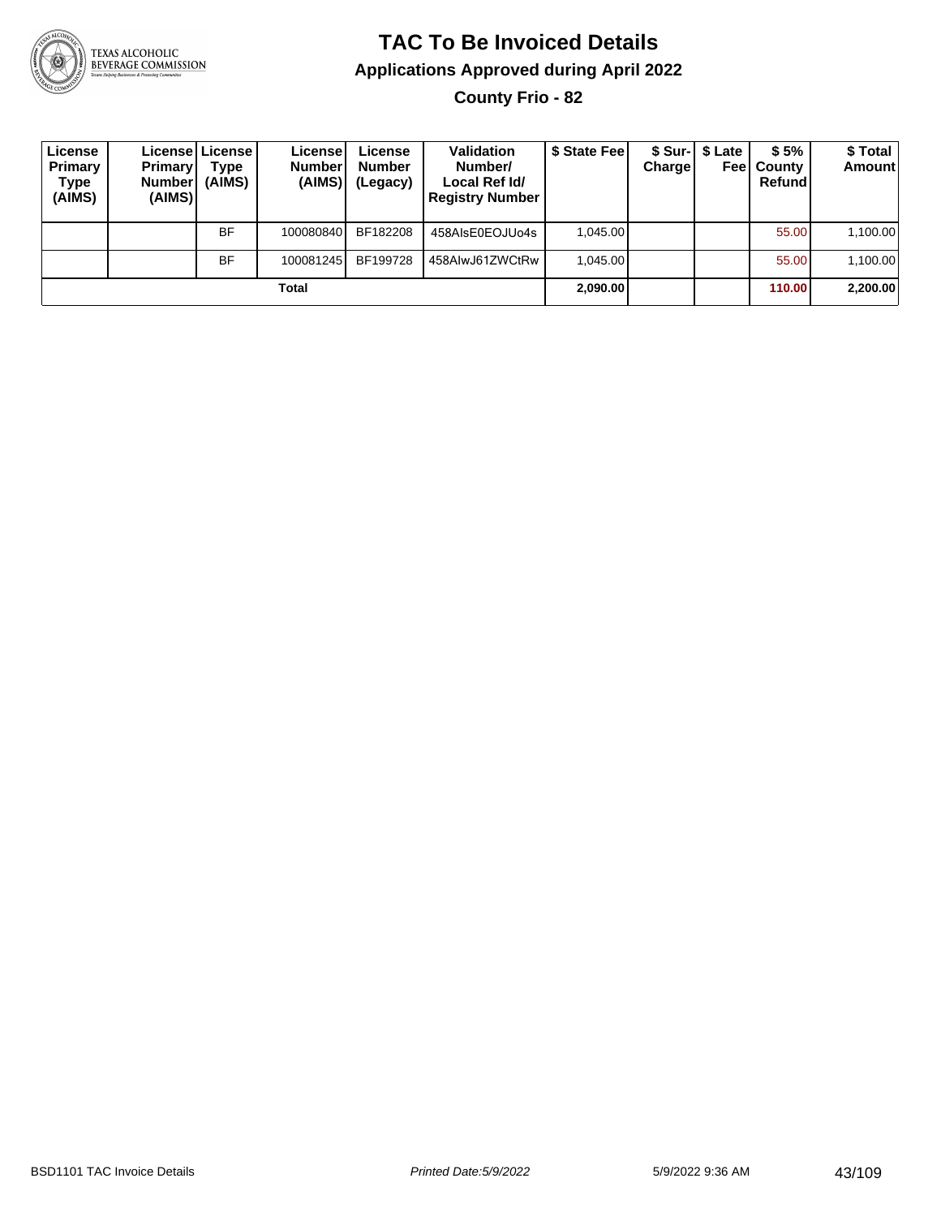# TAC To Be Invoiced Details

## Applications Approved during April 2022

### County Frio - 82

| License Primary Type (AIMS) | License Primary Number (AIMS) | License Type (AIMS) | License Number (AIMS) | License Number (Legacy) | Validation Number/ Local Ref Id/ Registry Number | $ State Fee | $ Sur-Charge | $ Late Fee | $ 5% County Refund | $ Total Amount |
|---|---|---|---|---|---|---|---|---|---|---|
| | | BF | 100080840 | BF182208 | 458AIsE0EOJUo4s | 1,045.00 | | | 55.00 | 1,100.00 |
| | | BF | 100081245 | BF199728 | 458AIwJ61ZWCtRw | 1,045.00 | | | 55.00 | 1,100.00 |
| **Total** | | | | | | **2,090.00** | | | **110.00** | **2,200.00** |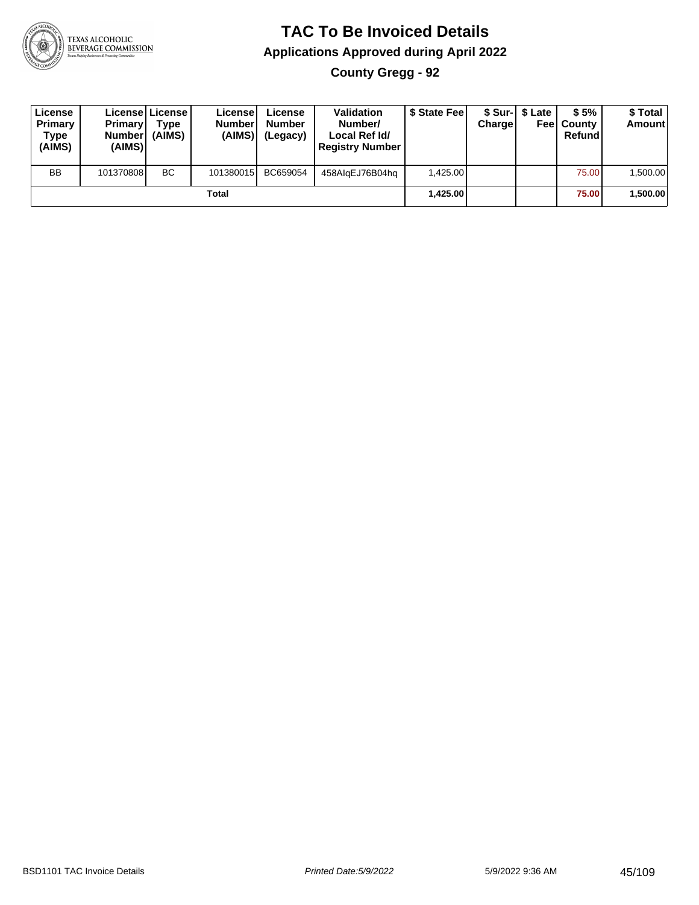# TAC To Be Invoiced Details

## Applications Approved during April 2022

### County Gregg - 92

| License Primary Type (AIMS) | License Primary Number (AIMS) | License Type (AIMS) | License Number (AIMS) | License Number (Legacy) | Validation Number/ Local Ref Id/ Registry Number | $ State Fee | $ Sur-Charge | $ Late Fee | $ 5% County Refund | $ Total Amount |
|---|---|---|---|---|---|---|---|---|---|---|
| BB | 101370808 | BC | 101380015 | BC659054 | 458AIqEJ76B04hq | 1,425.00 | | | 75.00 | 1,500.00 |
| | | | Total | | | **1,425.00** | | | **75.00** | **1,500.00** |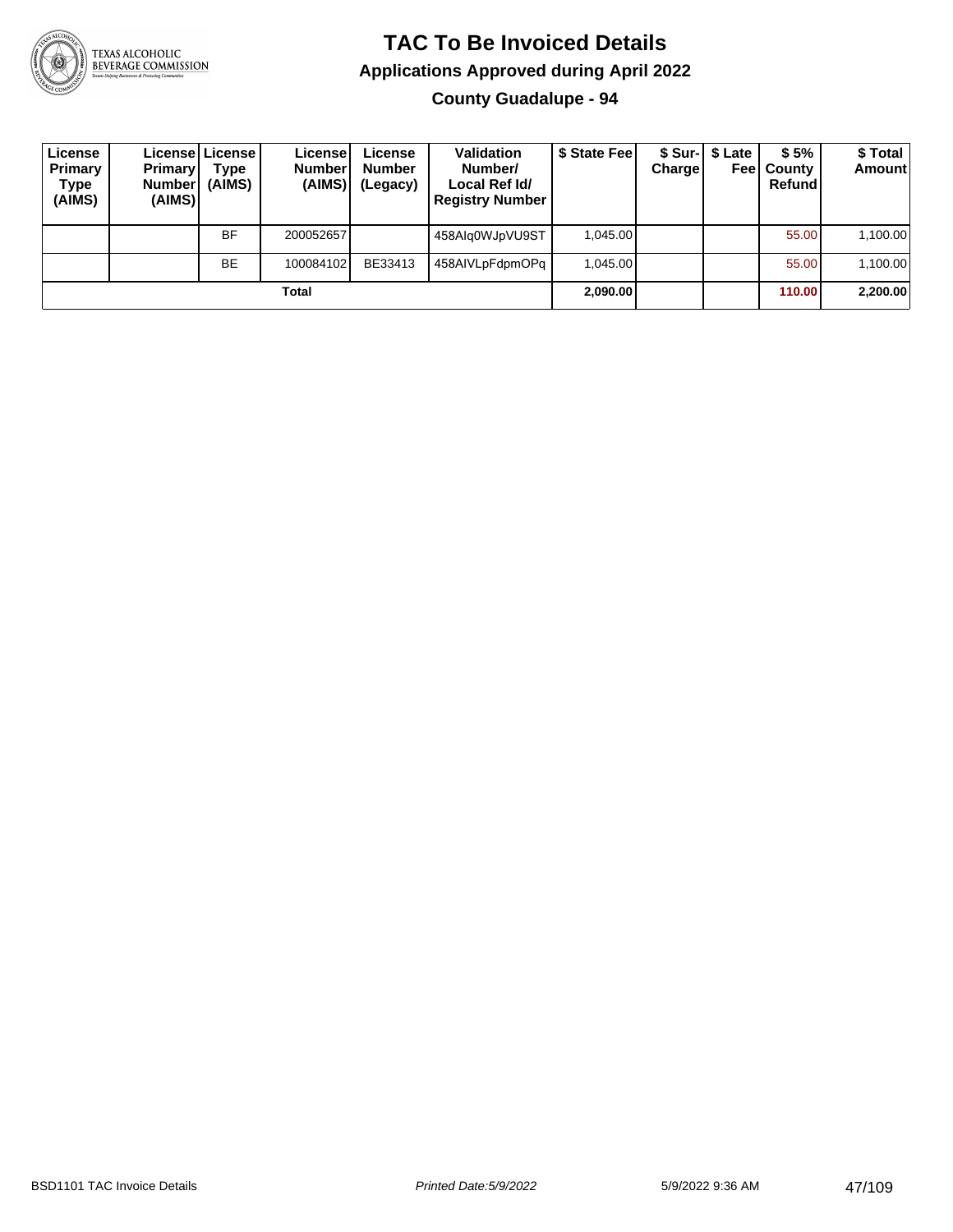# TAC To Be Invoiced Details

## Applications Approved during April 2022

### County Guadalupe - 94

| License Primary Type (AIMS) | License Primary Number (AIMS) | License Type (AIMS) | License Number (AIMS) | License Number (Legacy) | Validation Number/ Local Ref Id/ Registry Number | $ State Fee | $ Sur-Charge | $ Late Fee | $ 5% County Refund | $ Total Amount |
|---|---|---|---|---|---|---|---|---|---|---|
| | | BF | 200052657 | | 458AIq0WJpVU9ST | 1,045.00 | | | 55.00 | 1,100.00 |
| | | BE | 100084102 | BE33413 | 458AIVLpFdpmOPq | 1,045.00 | | | 55.00 | 1,100.00 |
| | | | **Total** | | | **2,090.00** | | | **110.00** | **2,200.00** |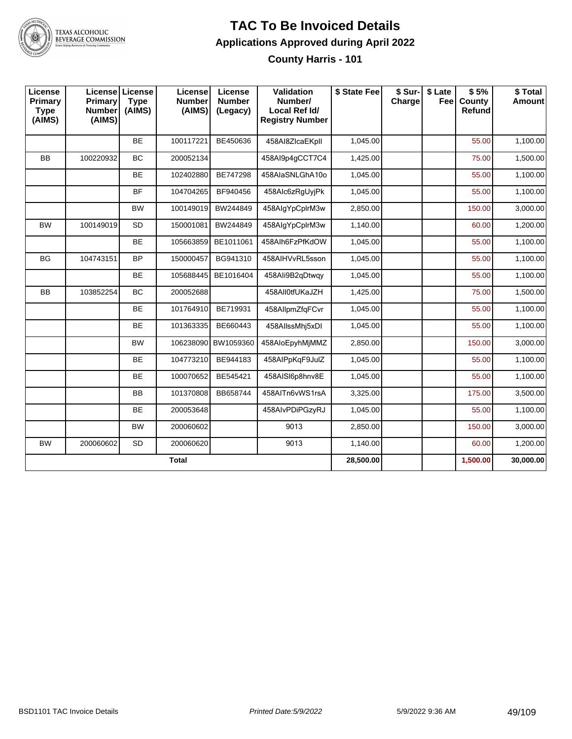# TAC To Be Invoiced Details

## Applications Approved during April 2022

### County Harris - 101

| License Primary Type (AIMS) | License Primary Number (AIMS) | License Type (AIMS) | License Number (AIMS) | License Number (Legacy) | Validation Number/ Local Ref Id/ Registry Number | $ State Fee | $ Sur-Charge | $ Late Fee | $ 5% County Refund | $ Total Amount |
|---|---|---|---|---|---|---|---|---|---|---|
| | | BE | 100117221 | BE450636 | 458AI8ZIcaEKpll | 1,045.00 | | | 55.00 | 1,100.00 |
| BB | 100220932 | BC | 200052134 | | 458AI9p4gCCT7C4 | 1,425.00 | | | 75.00 | 1,500.00 |
| | | BE | 102402880 | BE747298 | 458AIaSNLGhA10o | 1,045.00 | | | 55.00 | 1,100.00 |
| | | BF | 104704265 | BF940456 | 458AIc6zRgUyjPk | 1,045.00 | | | 55.00 | 1,100.00 |
| | | BW | 100149019 | BW244849 | 458AIgYpCplrM3w | 2,850.00 | | | 150.00 | 3,000.00 |
| BW | 100149019 | SD | 150001081 | BW244849 | 458AIgYpCplrM3w | 1,140.00 | | | 60.00 | 1,200.00 |
| | | BE | 105663859 | BE1011061 | 458AIh6FzPfKdOW | 1,045.00 | | | 55.00 | 1,100.00 |
| BG | 104743151 | BP | 150000457 | BG941310 | 458AIHVvRL5sson | 1,045.00 | | | 55.00 | 1,100.00 |
| | | BE | 105688445 | BE1016404 | 458AIi9B2qDtwqy | 1,045.00 | | | 55.00 | 1,100.00 |
| BB | 103852254 | BC | 200052688 | | 458AII0tfUKaJZH | 1,425.00 | | | 75.00 | 1,500.00 |
| | | BE | 101764910 | BE719931 | 458AIlpmZfqFCvr | 1,045.00 | | | 55.00 | 1,100.00 |
| | | BE | 101363335 | BE660443 | 458AIlssMhj5xDI | 1,045.00 | | | 55.00 | 1,100.00 |
| | | BW | 106238090 | BW1059360 | 458AIoEpyhMjMMZ | 2,850.00 | | | 150.00 | 3,000.00 |
| | | BE | 104773210 | BE944183 | 458AIPpKqF9JulZ | 1,045.00 | | | 55.00 | 1,100.00 |
| | | BE | 100070652 | BE545421 | 458AISl6p8hnv8E | 1,045.00 | | | 55.00 | 1,100.00 |
| | | BB | 101370808 | BB658744 | 458AITn6vWS1rsA | 3,325.00 | | | 175.00 | 3,500.00 |
| | | BE | 200053648 | | 458AIvPDiPGzyRJ | 1,045.00 | | | 55.00 | 1,100.00 |
| | | BW | 200060602 | | 9013 | 2,850.00 | | | 150.00 | 3,000.00 |
| BW | 200060602 | SD | 200060620 | | 9013 | 1,140.00 | | | 60.00 | 1,200.00 |
| | | | **Total** | | | **28,500.00** | | | **1,500.00** | **30,000.00** |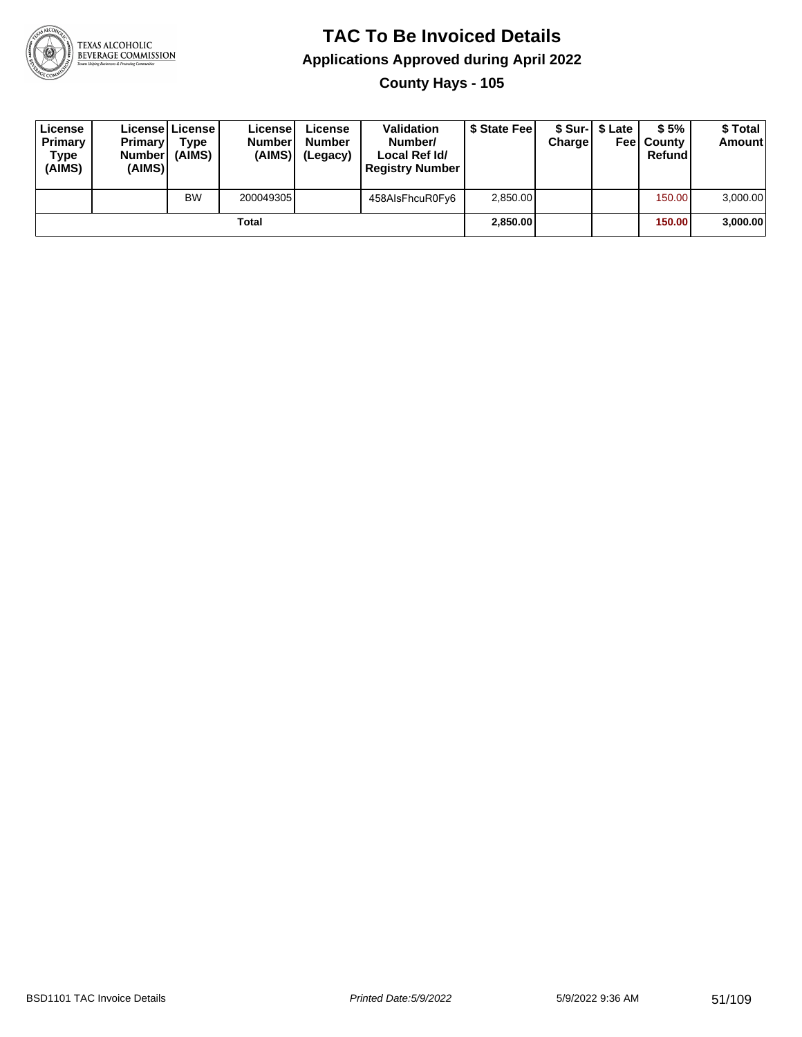# TAC To Be Invoiced Details

## Applications Approved during April 2022

### County Hays - 105

| License Primary Type (AIMS) | License Primary Number (AIMS) | License Type (AIMS) | License Number (AIMS) | License Number (Legacy) | Validation Number/ Local Ref Id/ Registry Number | $ State Fee | $ Sur-Charge | $ Late Fee | $ 5% County Refund | $ Total Amount |
|---|---|---|---|---|---|---|---|---|---|---|
| | | BW | 200049305 | | 458AIsFhcuR0Fy6 | 2,850.00 | | | 150.00 | 3,000.00 |
| | | | Total | | | **2,850.00** | | | **150.00** | **3,000.00** |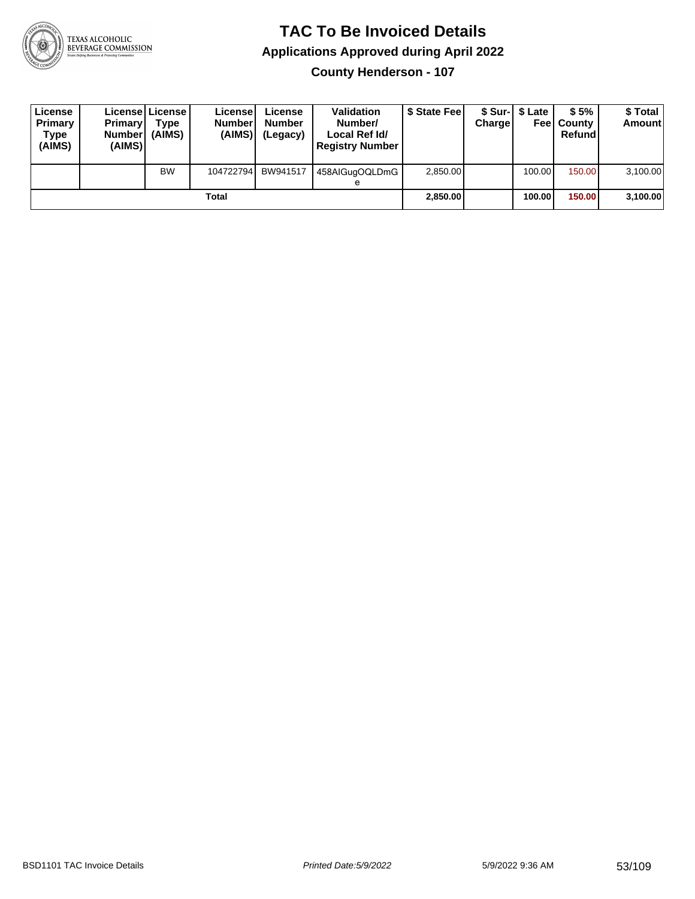# TAC To Be Invoiced Details

## Applications Approved during April 2022

### County Henderson - 107

| License Primary Type (AIMS) | License Primary Number (AIMS) | License Type (AIMS) | License Number (AIMS) | License Number (Legacy) | Validation Number/ Local Ref Id/ Registry Number | $ State Fee | $ Sur-Charge | $ Late Fee | $ 5% County Refund | $ Total Amount |
|---|---|---|---|---|---|---|---|---|---|---|
| | | BW | 104722794 | BW941517 | 458AIGugOQLDmGe | 2,850.00 | | 100.00 | 150.00 | 3,100.00 |
| | | | Total | | | **2,850.00** | | **100.00** | **150.00** | **3,100.00** |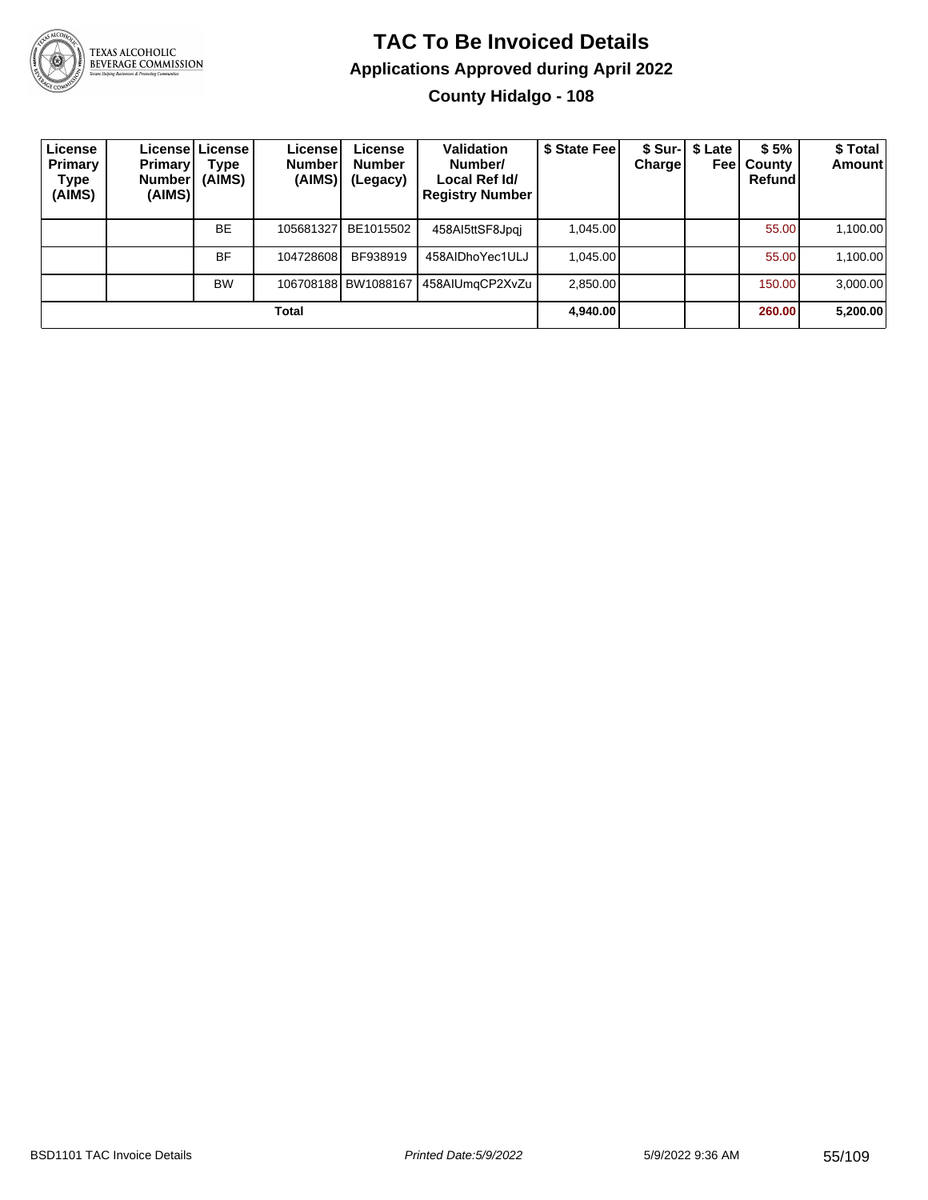# TAC To Be Invoiced Details

## Applications Approved during April 2022

### County Hidalgo - 108

| License Primary Type (AIMS) | License Primary Number (AIMS) | License Type (AIMS) | License Number (AIMS) | License Number (Legacy) | Validation Number/ Local Ref Id/ Registry Number | $ State Fee | $ Sur-Charge | $ Late Fee | $ 5% County Refund | $ Total Amount |
|---|---|---|---|---|---|---|---|---|---|---|
| | | BE | 105681327 | BE1015502 | 458AI5ttSF8Jpqj | 1,045.00 | | | 55.00 | 1,100.00 |
| | | BF | 104728608 | BF938919 | 458AIDhoYec1ULJ | 1,045.00 | | | 55.00 | 1,100.00 |
| | | BW | 106708188 | BW1088167 | 458AIUmqCP2XvZu | 2,850.00 | | | 150.00 | 3,000.00 |
| **Total** | | | | | | **4,940.00** | | | **260.00** | **5,200.00** |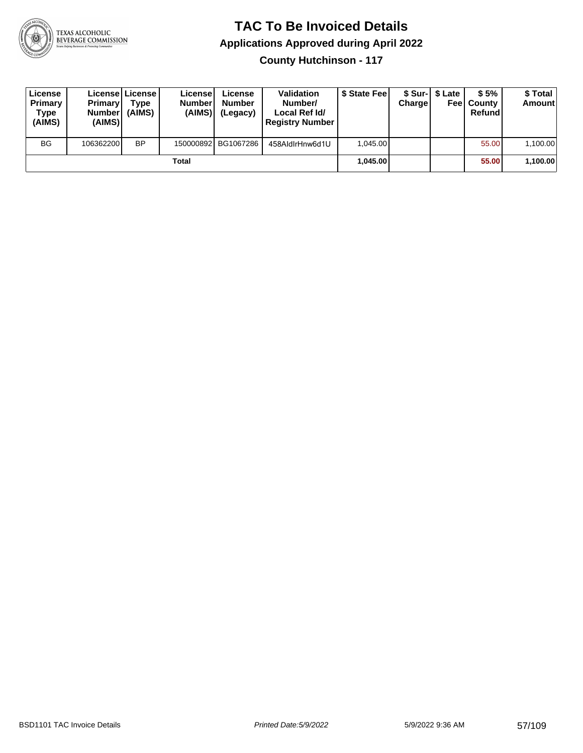# TAC To Be Invoiced Details

## Applications Approved during April 2022

### County Hutchinson - 117

| License Primary Type (AIMS) | License Primary Number (AIMS) | License Type (AIMS) | License Number (AIMS) | License Number (Legacy) | Validation Number/ Local Ref Id/ Registry Number | $ State Fee | $ Sur-Charge | $ Late Fee | $ 5% County Refund | $ Total Amount |
|---|---|---|---|---|---|---|---|---|---|---|
| BG | 106362200 | BP | 150000892 | BG1067286 | 458AldIrHnw6d1U | 1,045.00 | | | 55.00 | 1,100.00 |
| Total | | | | | | 1,045.00 | | | 55.00 | 1,100.00 |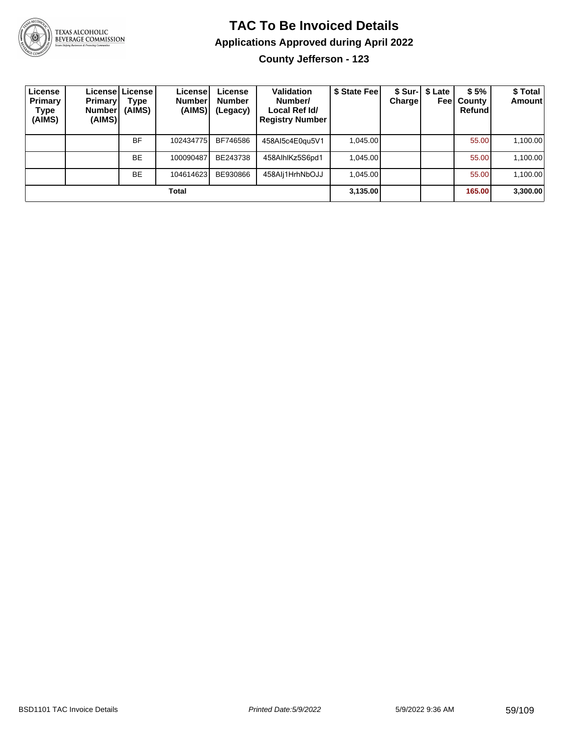# TAC To Be Invoiced Details

## Applications Approved during April 2022

### County Jefferson - 123

| License Primary Type (AIMS) | License Primary Number (AIMS) | License Type (AIMS) | License Number (AIMS) | License Number (Legacy) | Validation Number/ Local Ref Id/ Registry Number | $ State Fee | $ Sur-Charge | $ Late Fee | $ 5% County Refund | $ Total Amount |
|---|---|---|---|---|---|---|---|---|---|---|
| | | BF | 102434775 | BF746586 | 458AI5c4E0qu5V1 | 1,045.00 | | | 55.00 | 1,100.00 |
| | | BE | 100090487 | BE243738 | 458AlhlKz5S6pd1 | 1,045.00 | | | 55.00 | 1,100.00 |
| | | BE | 104614623 | BE930866 | 458Alj1HrhNbOJJ | 1,045.00 | | | 55.00 | 1,100.00 |
| **Total** | | | | | | **3,135.00** | | | **165.00** | **3,300.00** |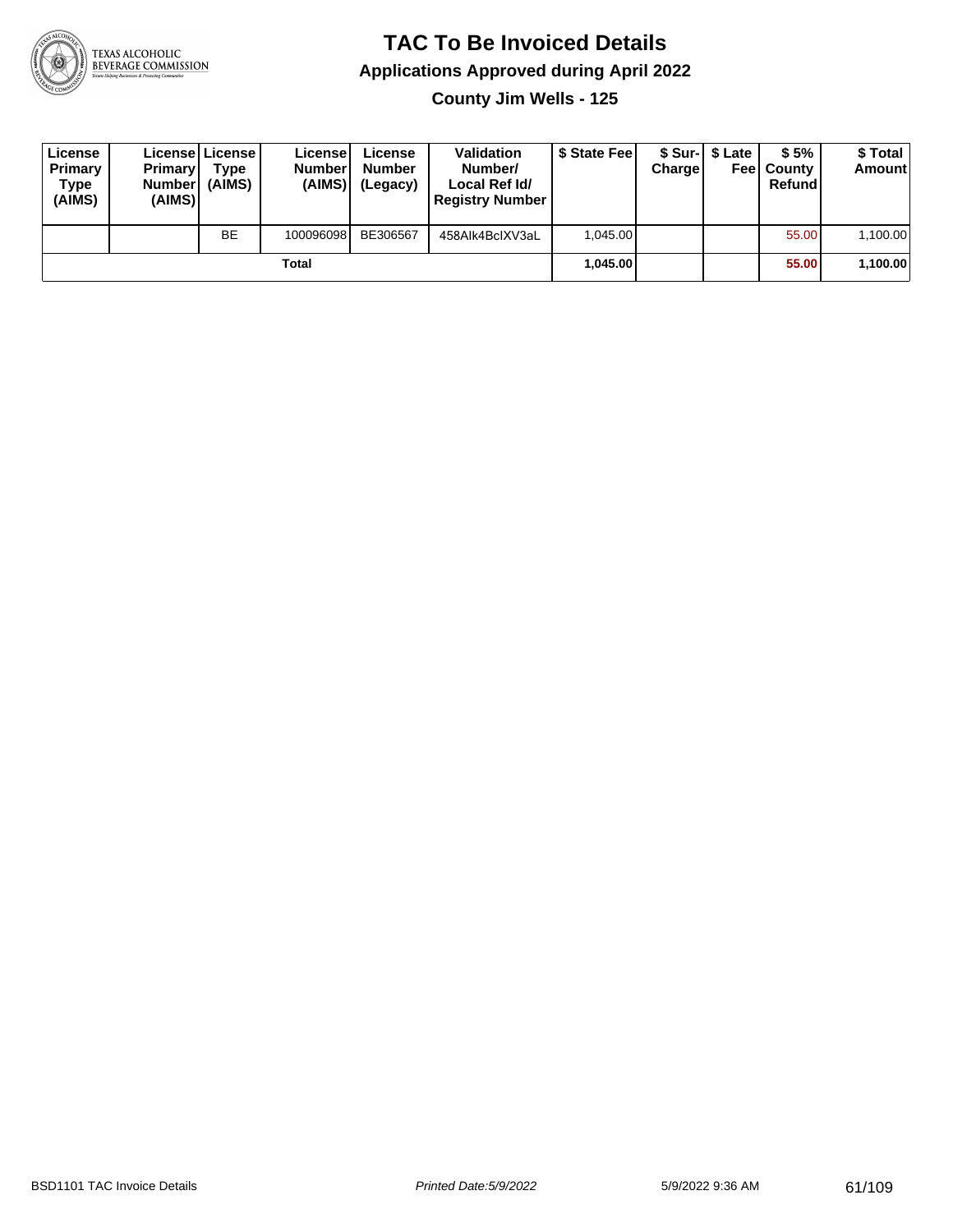# TAC To Be Invoiced Details

## Applications Approved during April 2022

### County Jim Wells - 125

| License Primary Type (AIMS) | License Primary Number (AIMS) | License Type (AIMS) | License Number (AIMS) | License Number (Legacy) | Validation Number/ Local Ref Id/ Registry Number | $ State Fee | $ Sur-Charge | $ Late Fee | $ 5% County Refund | $ Total Amount |
|---|---|---|---|---|---|---|---|---|---|---|
| | | BE | 100096098 | BE306567 | 458AIk4BcIXV3aL | 1,045.00 | | | 55.00 | 1,100.00 |
| | | | Total | | | **1,045.00** | | | **55.00** | **1,100.00** |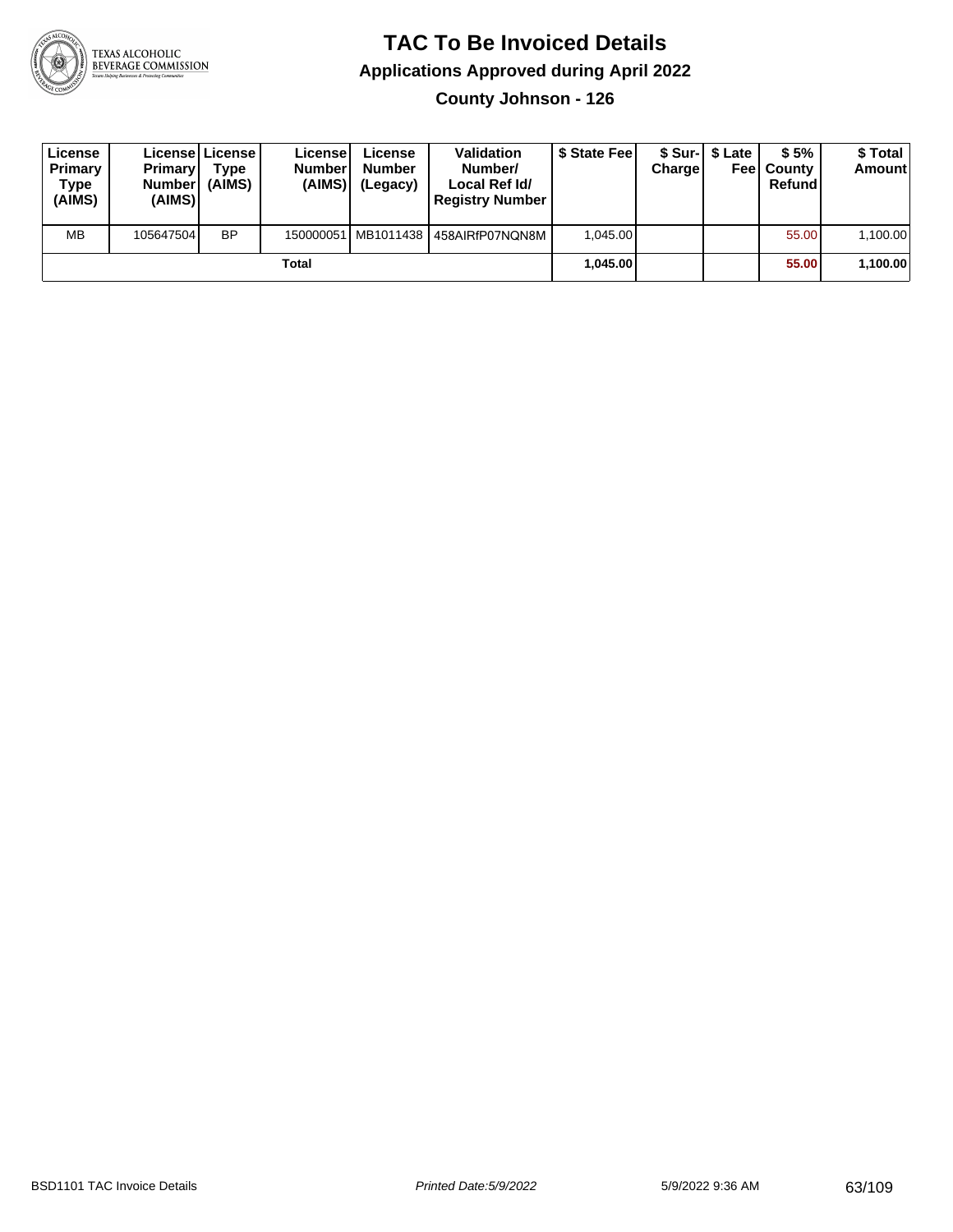# TAC To Be Invoiced Details

## Applications Approved during April 2022

### County Johnson - 126

| License Primary Type (AIMS) | License Primary Number (AIMS) | License Type (AIMS) | License Number (AIMS) | License Number (Legacy) | Validation Number/ Local Ref Id/ Registry Number | $ State Fee | $ Sur-Charge | $ Late Fee | $ 5% County Refund | $ Total Amount |
|---|---|---|---|---|---|---|---|---|---|---|
| MB | 105647504 | BP | 150000051 | MB1011438 | 458AIRfP07NQN8M | 1,045.00 | | | 55.00 | 1,100.00 |
| Total | | | | | | 1,045.00 | | | 55.00 | 1,100.00 |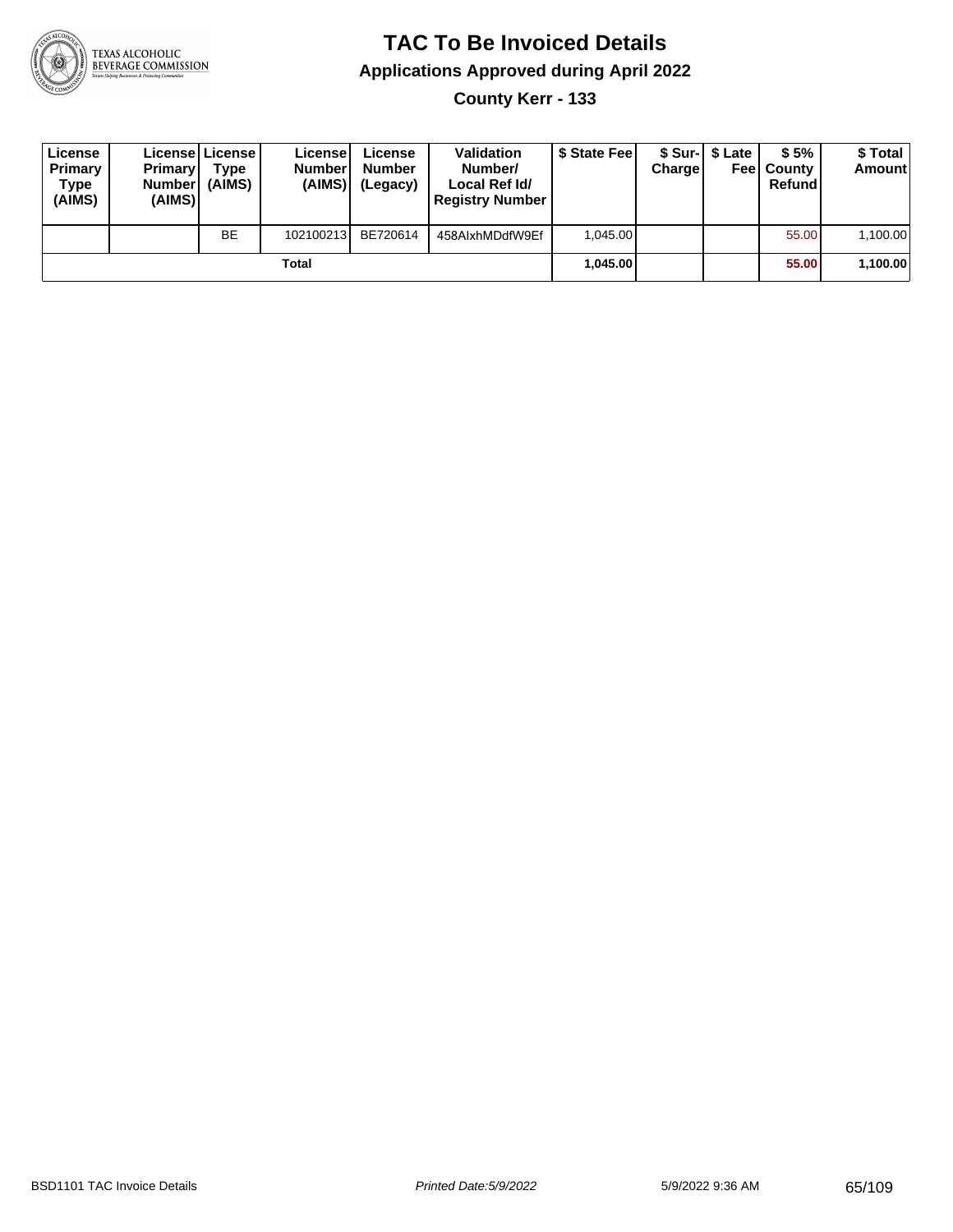# TAC To Be Invoiced Details

## Applications Approved during April 2022

### County Kerr - 133

| License Primary Type (AIMS) | License Primary Number (AIMS) | License Type (AIMS) | License Number (AIMS) | License Number (Legacy) | Validation Number/ Local Ref Id/ Registry Number | $ State Fee | $ Sur-Charge | $ Late Fee | $ 5% County Refund | $ Total Amount |
|---|---|---|---|---|---|---|---|---|---|---|
| | | BE | 102100213 | BE720614 | 458AIxhMDdfW9Ef | 1,045.00 | | | 55.00 | 1,100.00 |
| | | | Total | | | **1,045.00** | | | **55.00** | **1,100.00** |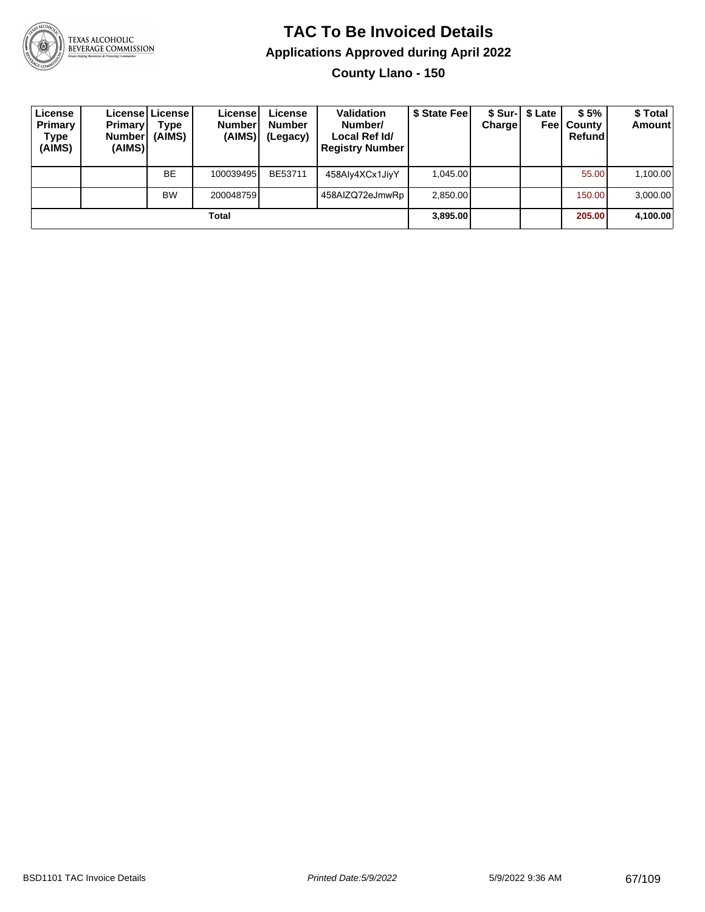# TAC To Be Invoiced Details

## Applications Approved during April 2022

### County Llano - 150

| License Primary Type (AIMS) | License Primary Number (AIMS) | License Type (AIMS) | License Number (AIMS) | License Number (Legacy) | Validation Number/ Local Ref Id/ Registry Number | $ State Fee | $ Sur-Charge | $ Late Fee | $ 5% County Refund | $ Total Amount |
|---|---|---|---|---|---|---|---|---|---|---|
| | | BE | 100039495 | BE53711 | 458Aly4XCx1JiyY | 1,045.00 | | | 55.00 | 1,100.00 |
| | | BW | 200048759 | | 458AIZQ72eJmwRp | 2,850.00 | | | 150.00 | 3,000.00 |
| **Total** | | | | | | **3,895.00** | | | **205.00** | **4,100.00** |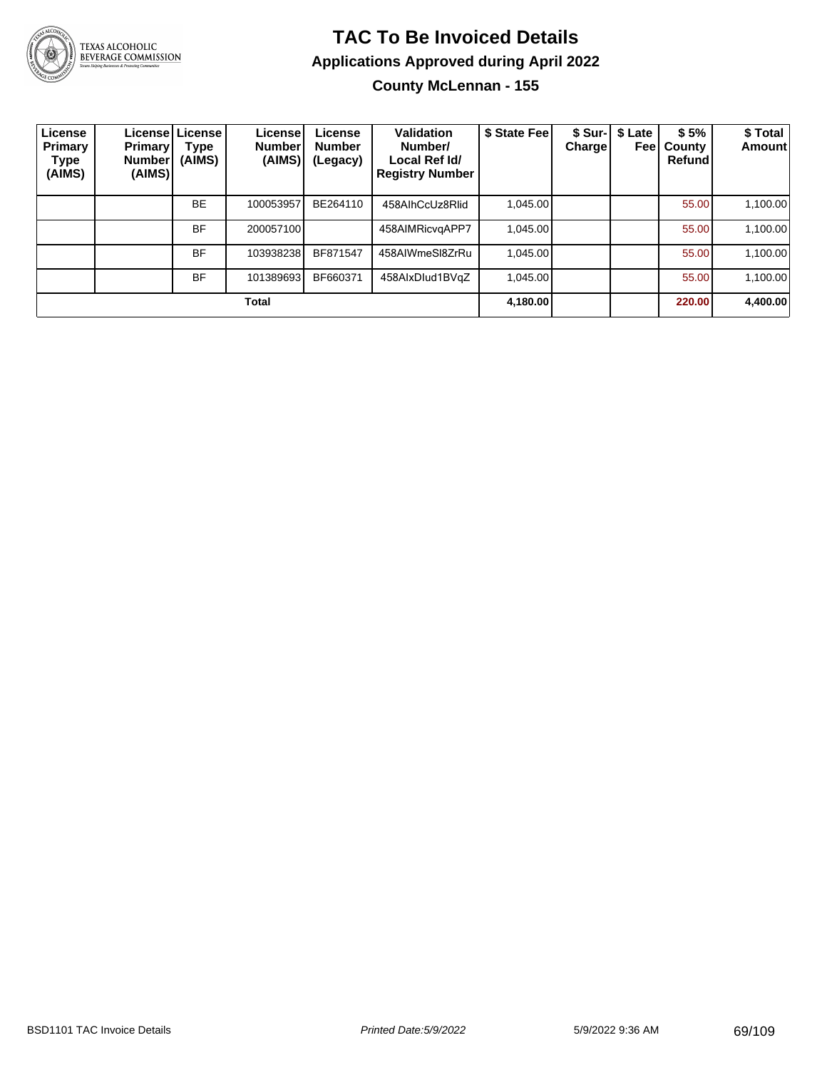# TAC To Be Invoiced Details

## Applications Approved during April 2022

### County McLennan - 155

| License Primary Type (AIMS) | License Primary Number (AIMS) | License Type (AIMS) | License Number (AIMS) | License Number (Legacy) | Validation Number/ Local Ref Id/ Registry Number | $ State Fee | $ Sur-Charge | $ Late Fee | $ 5% County Refund | $ Total Amount |
|---|---|---|---|---|---|---|---|---|---|---|
| | | BE | 100053957 | BE264110 | 458AIhCcUz8Rlid | 1,045.00 | | | 55.00 | 1,100.00 |
| | | BF | 200057100 | | 458AIMRicvqAPP7 | 1,045.00 | | | 55.00 | 1,100.00 |
| | | BF | 103938238 | BF871547 | 458AIWmeSI8ZrRu | 1,045.00 | | | 55.00 | 1,100.00 |
| | | BF | 101389693 | BF660371 | 458AIxDIud1BVqZ | 1,045.00 | | | 55.00 | 1,100.00 |
| **Total** | | | | | | **4,180.00** | | | **220.00** | **4,400.00** |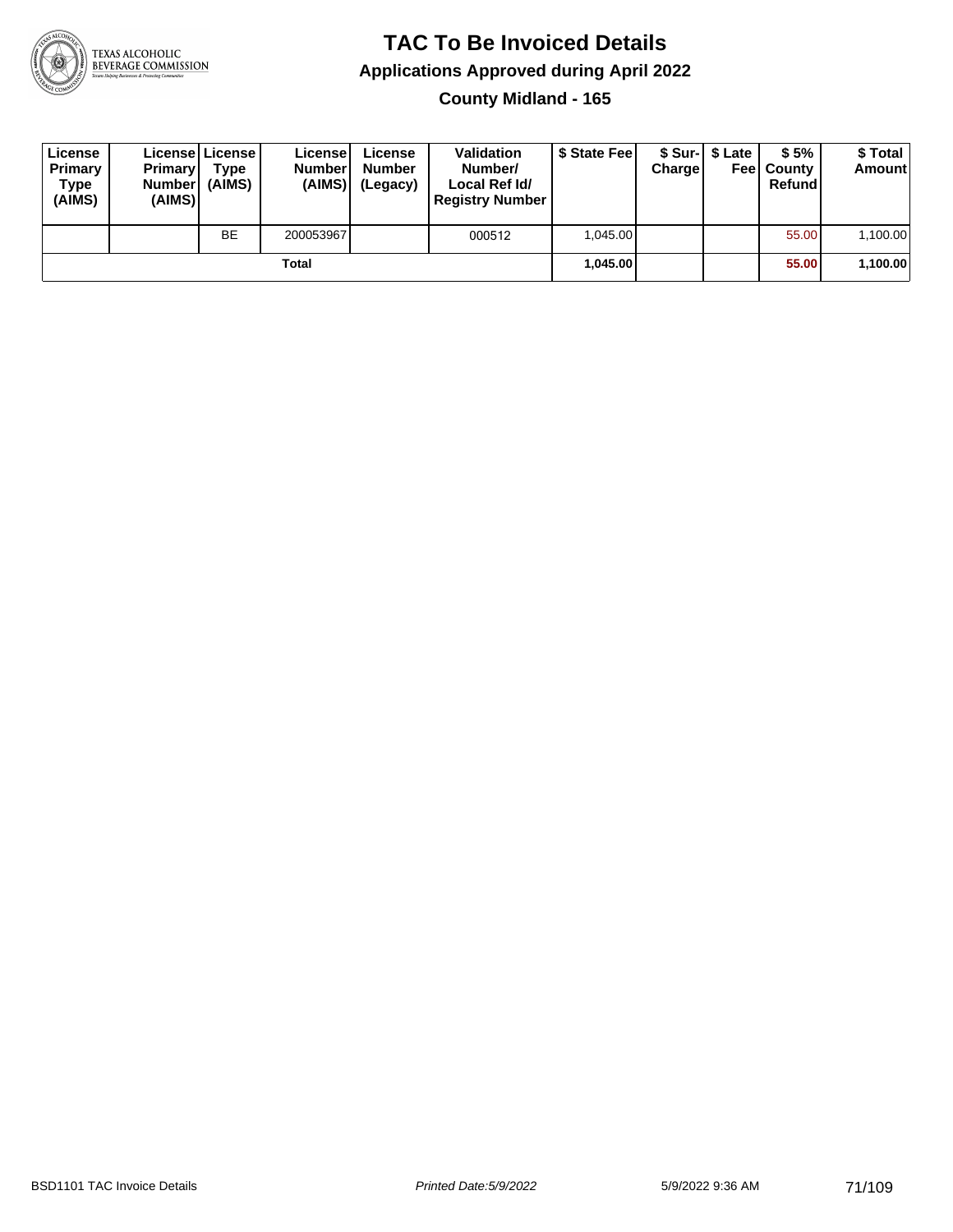# TAC To Be Invoiced Details

## Applications Approved during April 2022

### County Midland - 165

| License Primary Type (AIMS) | License Primary Number (AIMS) | License Type (AIMS) | License Number (AIMS) | License Number (Legacy) | Validation Number/ Local Ref Id/ Registry Number | $ State Fee | $ Sur-Charge | $ Late Fee | $ 5% County Refund | $ Total Amount |
|---|---|---|---|---|---|---|---|---|---|---|
| | | BE | 200053967 | | 000512 | 1,045.00 | | | 55.00 | 1,100.00 |
| | | | Total | | | 1,045.00 | | | 55.00 | 1,100.00 |

BSD1101 TAC Invoice Details | Printed Date:5/9/2022 | 5/9/2022 9:36 AM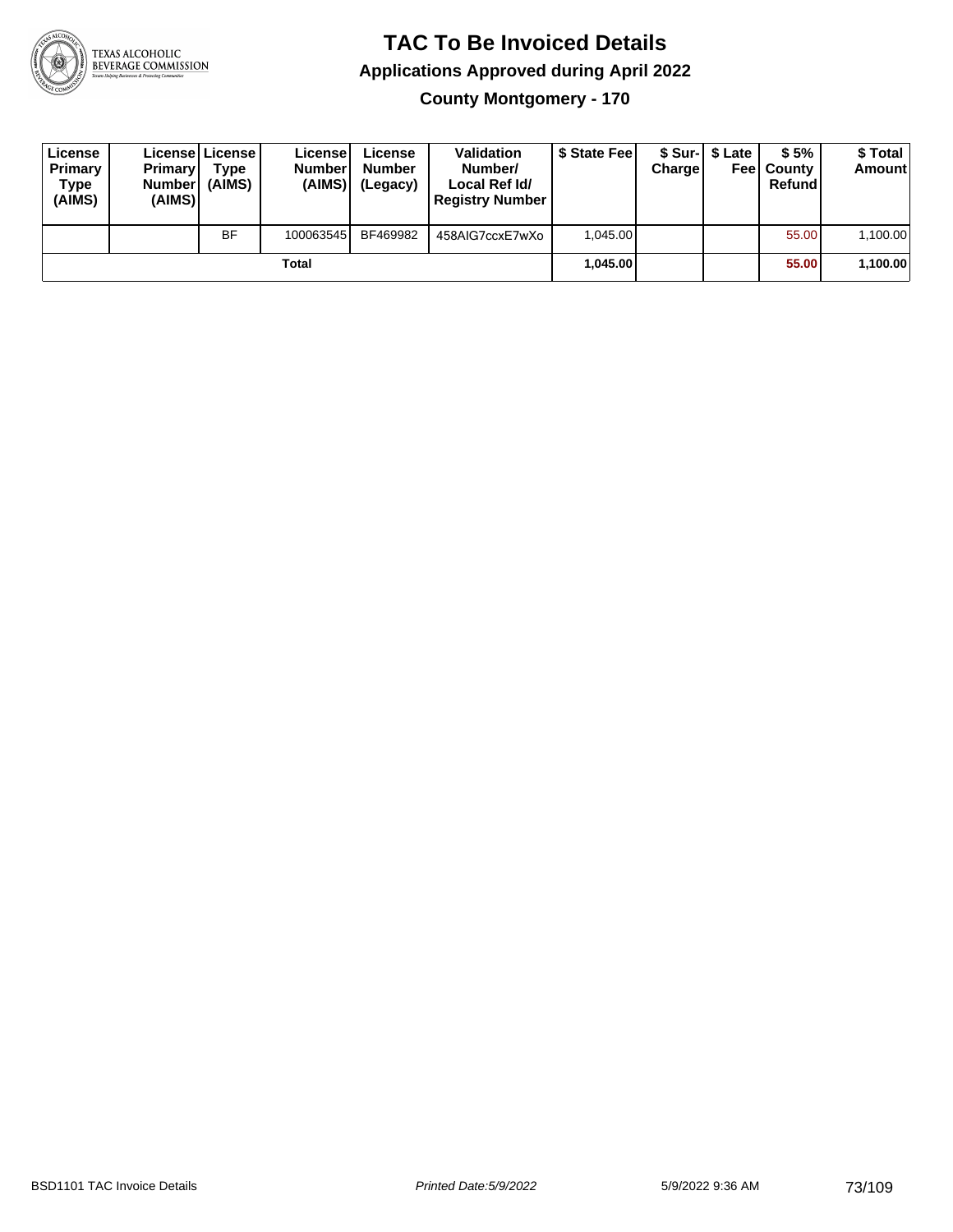# TAC To Be Invoiced Details

## Applications Approved during April 2022

### County Montgomery - 170

| License Primary Type (AIMS) | License Primary Number (AIMS) | License Type (AIMS) | License Number (AIMS) | License Number (Legacy) | Validation Number/ Local Ref Id/ Registry Number | $ State Fee | $ Sur-Charge | $ Late Fee | $ 5% County Refund | $ Total Amount |
|---|---|---|---|---|---|---|---|---|---|---|
| | | BF | 100063545 | BF469982 | 458AIG7ccxE7wXo | 1,045.00 | | | 55.00 | 1,100.00 |
| | | | **Total** | | | **1,045.00** | | | **55.00** | **1,100.00** |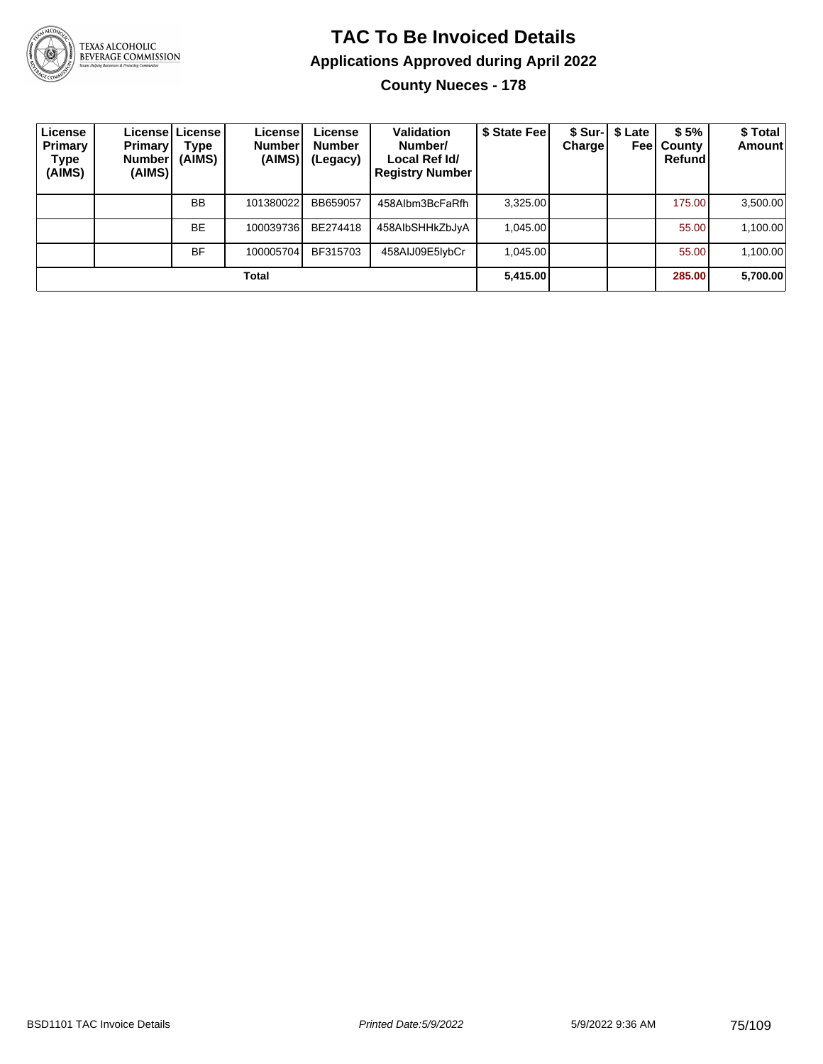# TAC To Be Invoiced Details

## Applications Approved during April 2022

### County Nueces - 178

| License Primary Type (AIMS) | License Primary Number (AIMS) | License Type (AIMS) | License Number (AIMS) | License Number (Legacy) | Validation Number/ Local Ref Id/ Registry Number | $ State Fee | $ Sur-Charge | $ Late Fee | $ 5% County Refund | $ Total Amount |
|---|---|---|---|---|---|---|---|---|---|---|
| | | BB | 101380022 | BB659057 | 458AIbm3BcFaRfh | 3,325.00 | | | 175.00 | 3,500.00 |
| | | BE | 100039736 | BE274418 | 458AIbSHHkZbJyA | 1,045.00 | | | 55.00 | 1,100.00 |
| | | BF | 100005704 | BF315703 | 458AIJ09E5lybCr | 1,045.00 | | | 55.00 | 1,100.00 |
| **Total** | | | | | | **5,415.00** | | | **285.00** | **5,700.00** |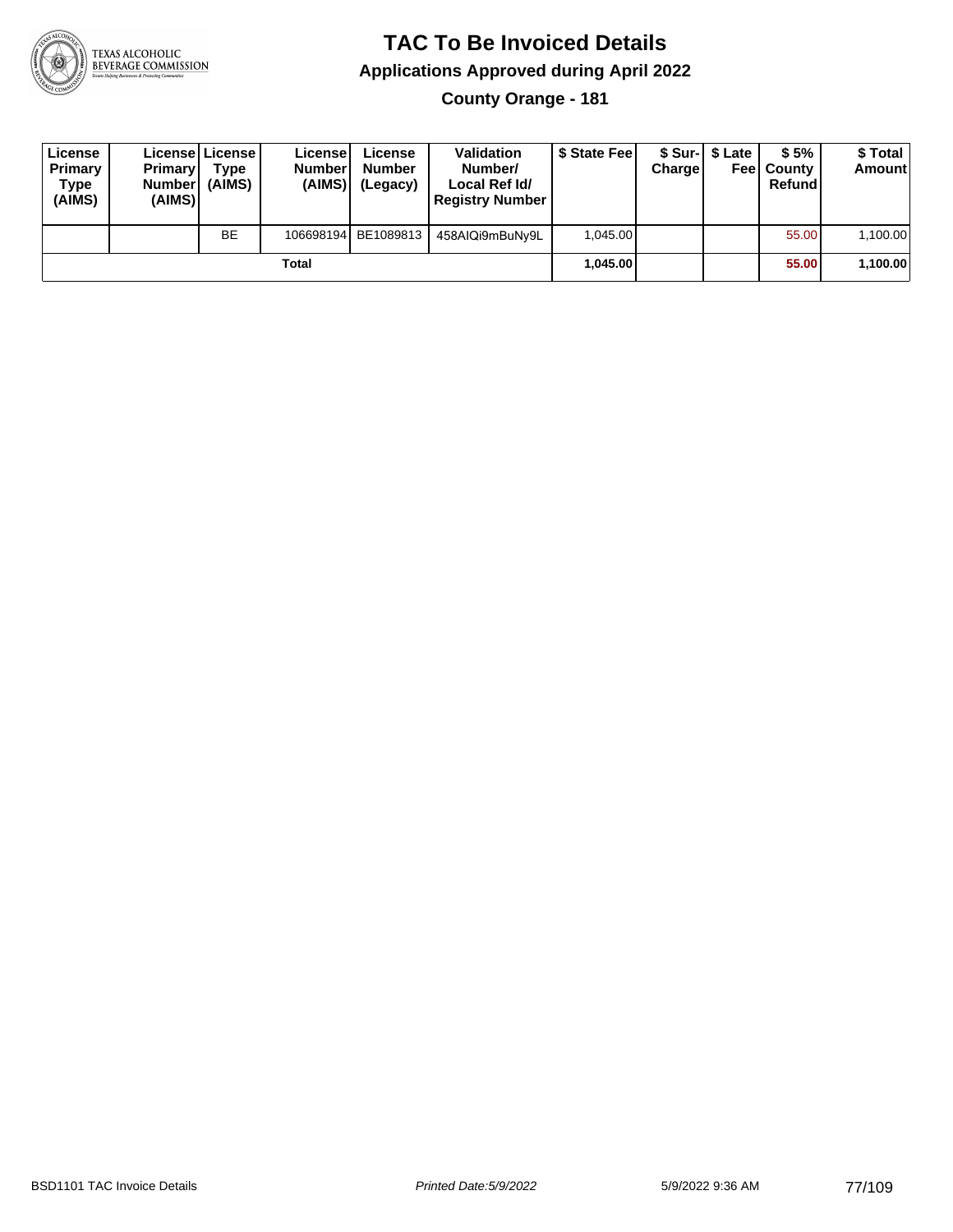# TAC To Be Invoiced Details

## Applications Approved during April 2022

### County Orange - 181

| License Primary Type (AIMS) | License Primary Number (AIMS) | License Type (AIMS) | License Number (AIMS) | License Number (Legacy) | Validation Number/ Local Ref Id/ Registry Number | $ State Fee | $ Sur-Charge | $ Late Fee | $ 5% County Refund | $ Total Amount |
|---|---|---|---|---|---|---|---|---|---|---|
| | | BE | 106698194 | BE1089813 | 458AIQi9mBuNy9L | 1,045.00 | | | 55.00 | 1,100.00 |
| | | | Total | | | **1,045.00** | | | **55.00** | **1,100.00** |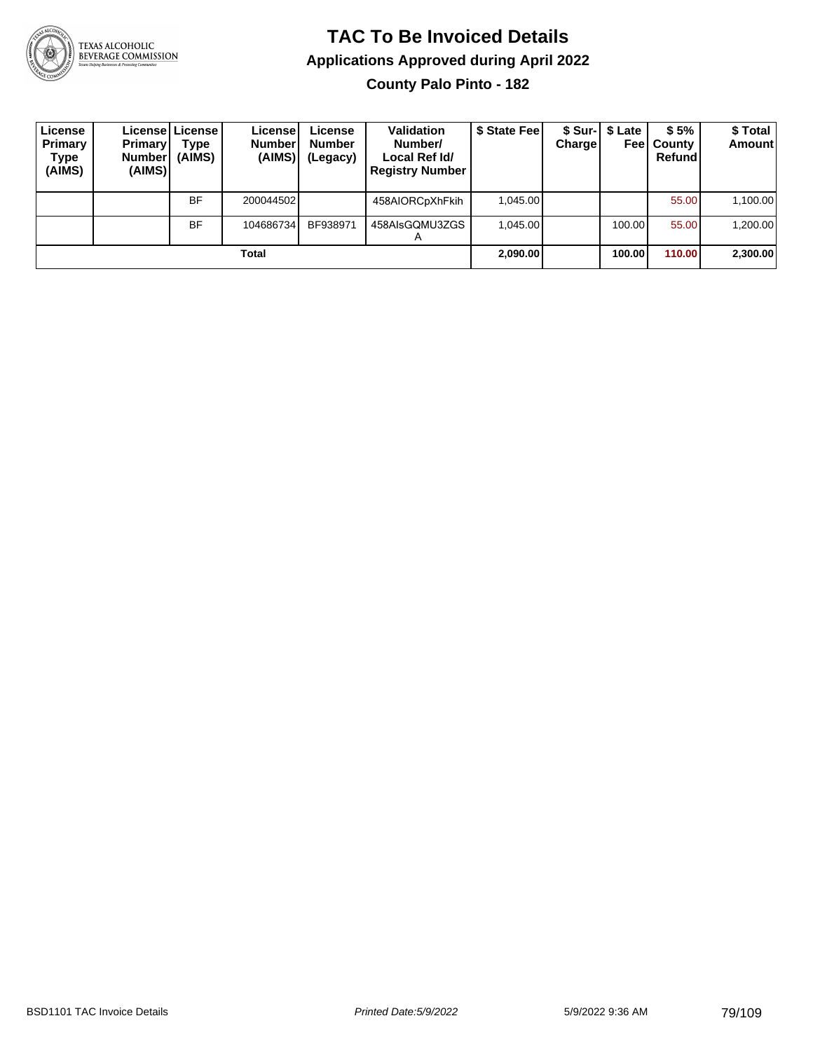# TAC To Be Invoiced Details

## Applications Approved during April 2022

### County Palo Pinto - 182

| License Primary Type (AIMS) | License Primary Number (AIMS) | License Type (AIMS) | License Number (AIMS) | License Number (Legacy) | Validation Number/ Local Ref Id/ Registry Number | $ State Fee | $ Sur-Charge | $ Late Fee | $ 5% County Refund | $ Total Amount |
|---|---|---|---|---|---|---|---|---|---|---|
| | | BF | 200044502 | | 458AIORCpXhFkih | 1,045.00 | | | 55.00 | 1,100.00 |
| | | BF | 104686734 | BF938971 | 458AIsGQMU3ZGSA | 1,045.00 | | 100.00 | 55.00 | 1,200.00 |
| | | | **Total** | | | **2,090.00** | | **100.00** | **110.00** | **2,300.00** |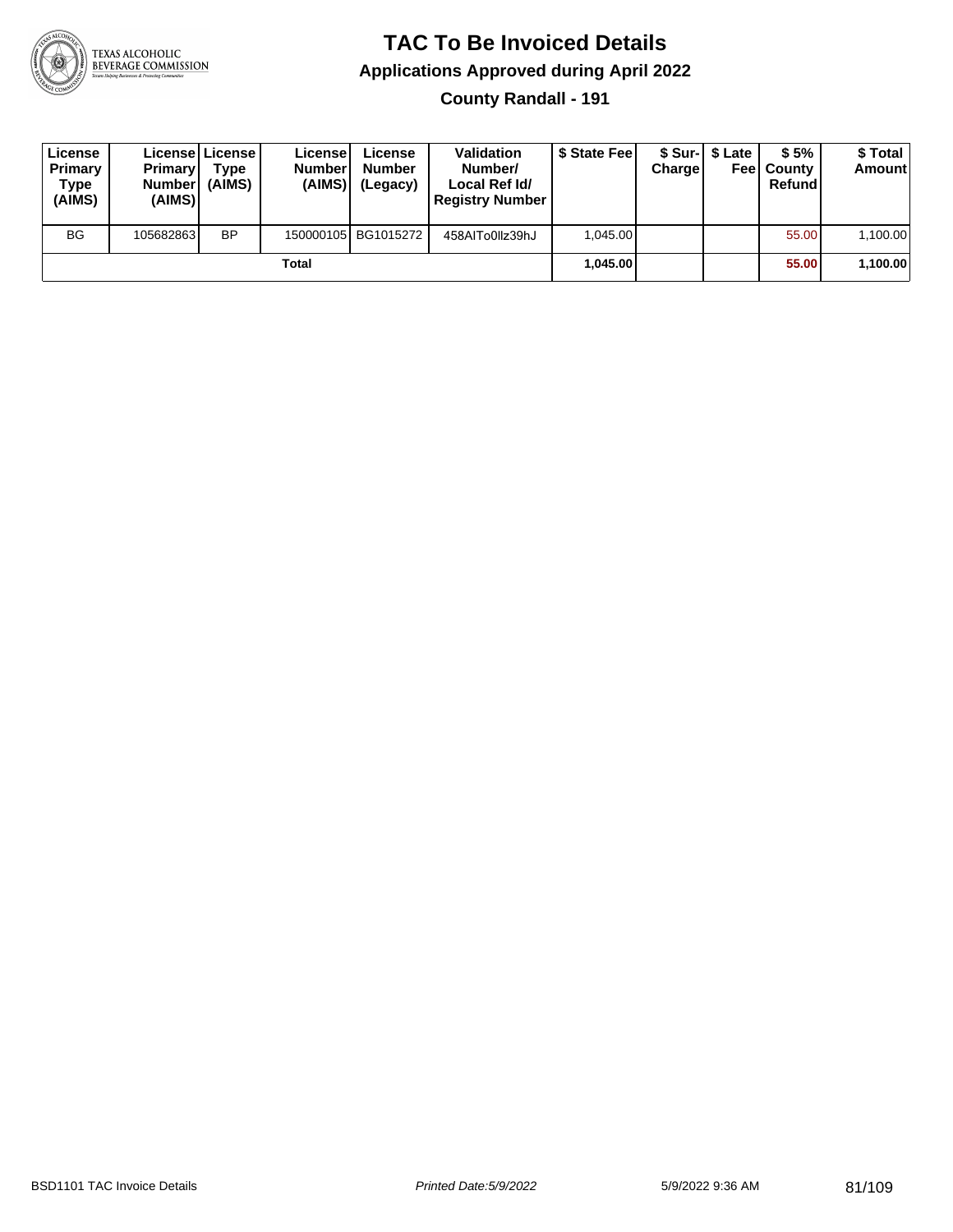# TAC To Be Invoiced Details

## Applications Approved during April 2022

### County Randall - 191

| License Primary Type (AIMS) | License Primary Number (AIMS) | License Type (AIMS) | License Number (AIMS) | License Number (Legacy) | Validation Number/ Local Ref Id/ Registry Number | $ State Fee | $ Sur-Charge | $ Late Fee | $ 5% County Refund | $ Total Amount |
|---|---|---|---|---|---|---|---|---|---|---|
| BG | 105682863 | BP | 150000105 | BG1015272 | 458AITo0llz39hJ | 1,045.00 | | | 55.00 | 1,100.00 |
| | | | Total | | | **1,045.00** | | | **55.00** | **1,100.00** |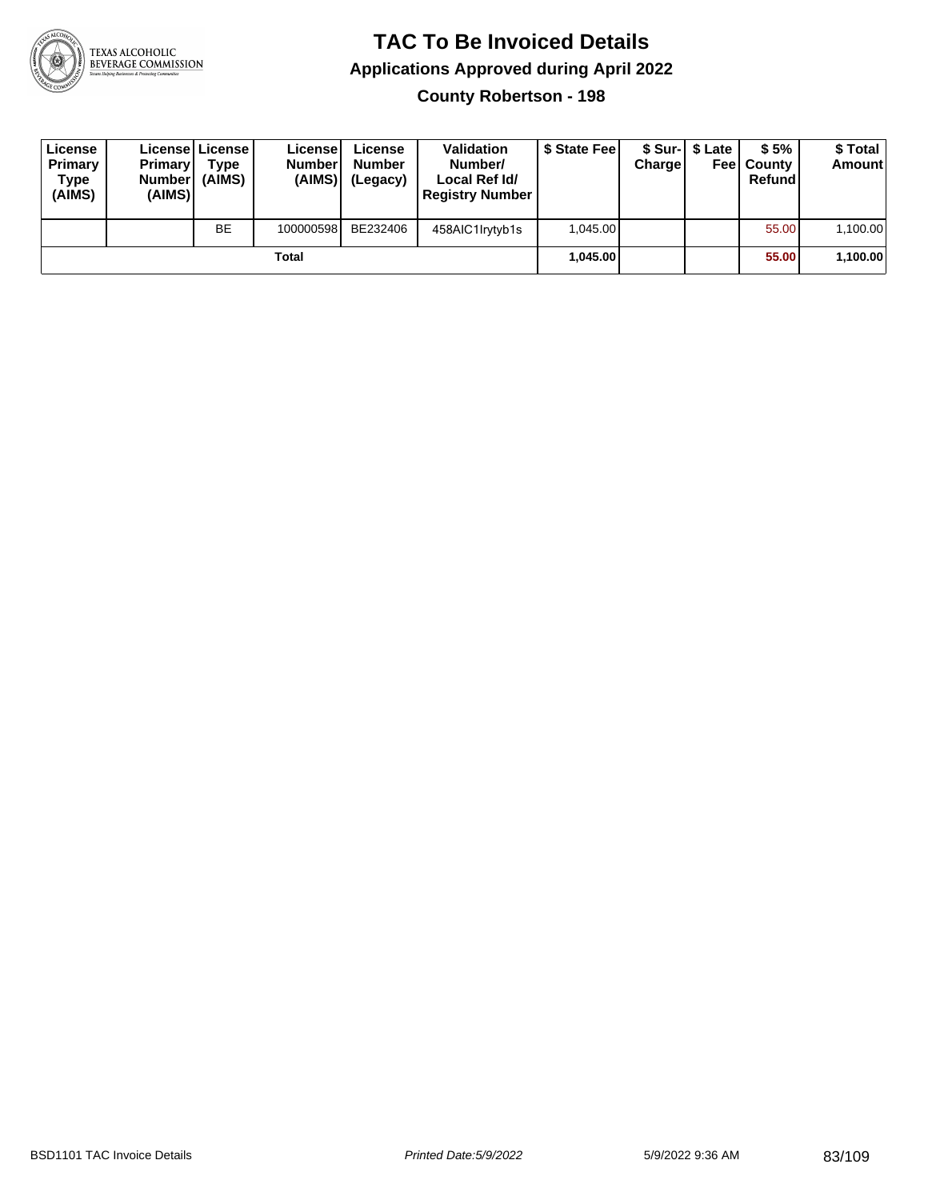# TAC To Be Invoiced Details

## Applications Approved during April 2022

### County Robertson - 198

| License Primary Type (AIMS) | License Primary Number (AIMS) | License Type (AIMS) | License Number (AIMS) | License Number (Legacy) | Validation Number/ Local Ref Id/ Registry Number | $ State Fee | $ Sur-Charge | $ Late Fee | $ 5% County Refund | $ Total Amount |
|---|---|---|---|---|---|---|---|---|---|---|
| | | BE | 100000598 | BE232406 | 458AIC1lrytyb1s | 1,045.00 | | | 55.00 | 1,100.00 |
| | | | Total | | | **1,045.00** | | | **55.00** | **1,100.00** |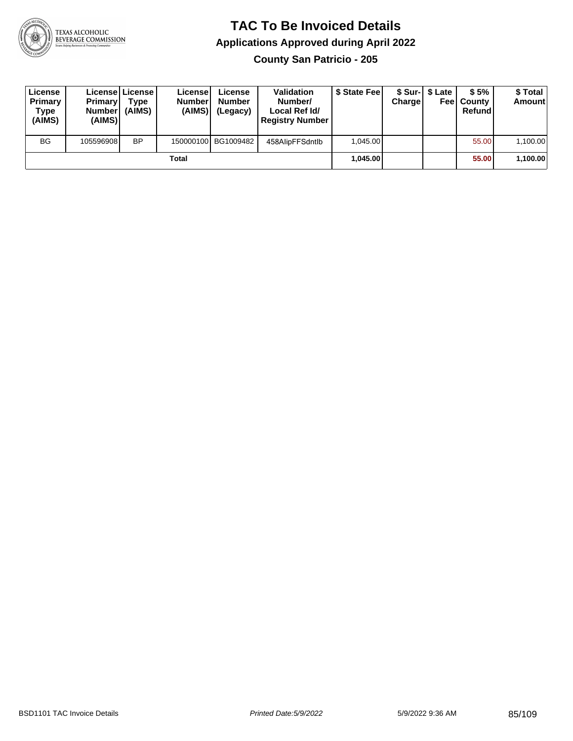# TAC To Be Invoiced Details

## Applications Approved during April 2022

### County San Patricio - 205

| License Primary Type (AIMS) | License Primary Number (AIMS) | License Type (AIMS) | License Number (AIMS) | License Number (Legacy) | Validation Number/ Local Ref Id/ Registry Number | $ State Fee | $ Sur-Charge | $ Late Fee | $ 5% County Refund | $ Total Amount |
|---|---|---|---|---|---|---|---|---|---|---|
| BG | 105596908 | BP | 150000100 | BG1009482 | 458AlipFFSdntlb | 1,045.00 | | | 55.00 | 1,100.00 |
| | | | Total | | | **1,045.00** | | | **55.00** | **1,100.00** |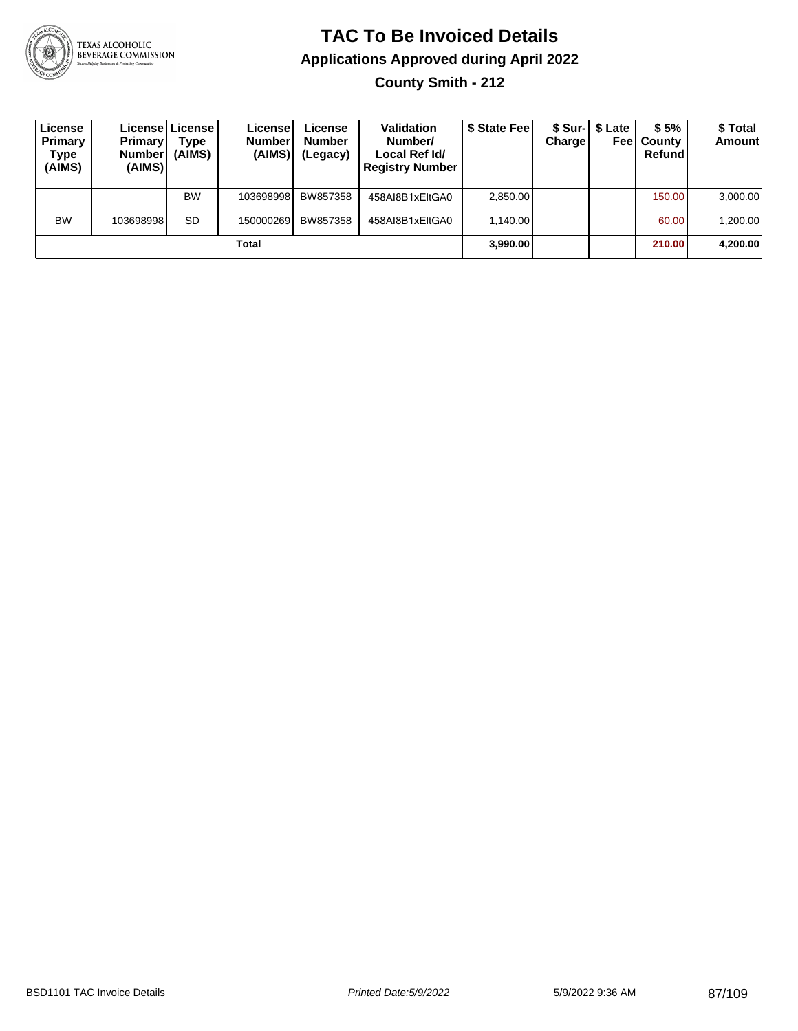# TAC To Be Invoiced Details

## Applications Approved during April 2022

### County Smith - 212

| License Primary Type (AIMS) | License Primary Number (AIMS) | License Type (AIMS) | License Number (AIMS) | License Number (Legacy) | Validation Number/ Local Ref Id/ Registry Number | $ State Fee | $ Sur-Charge | $ Late Fee | $ 5% County Refund | $ Total Amount |
|---|---|---|---|---|---|---|---|---|---|---|
| | | BW | 103698998 | BW857358 | 458AI8B1xEltGA0 | 2,850.00 | | | 150.00 | 3,000.00 |
| BW | 103698998 | SD | 150000269 | BW857358 | 458AI8B1xEltGA0 | 1,140.00 | | | 60.00 | 1,200.00 |
| | | | **Total** | | | **3,990.00** | | | **210.00** | **4,200.00** |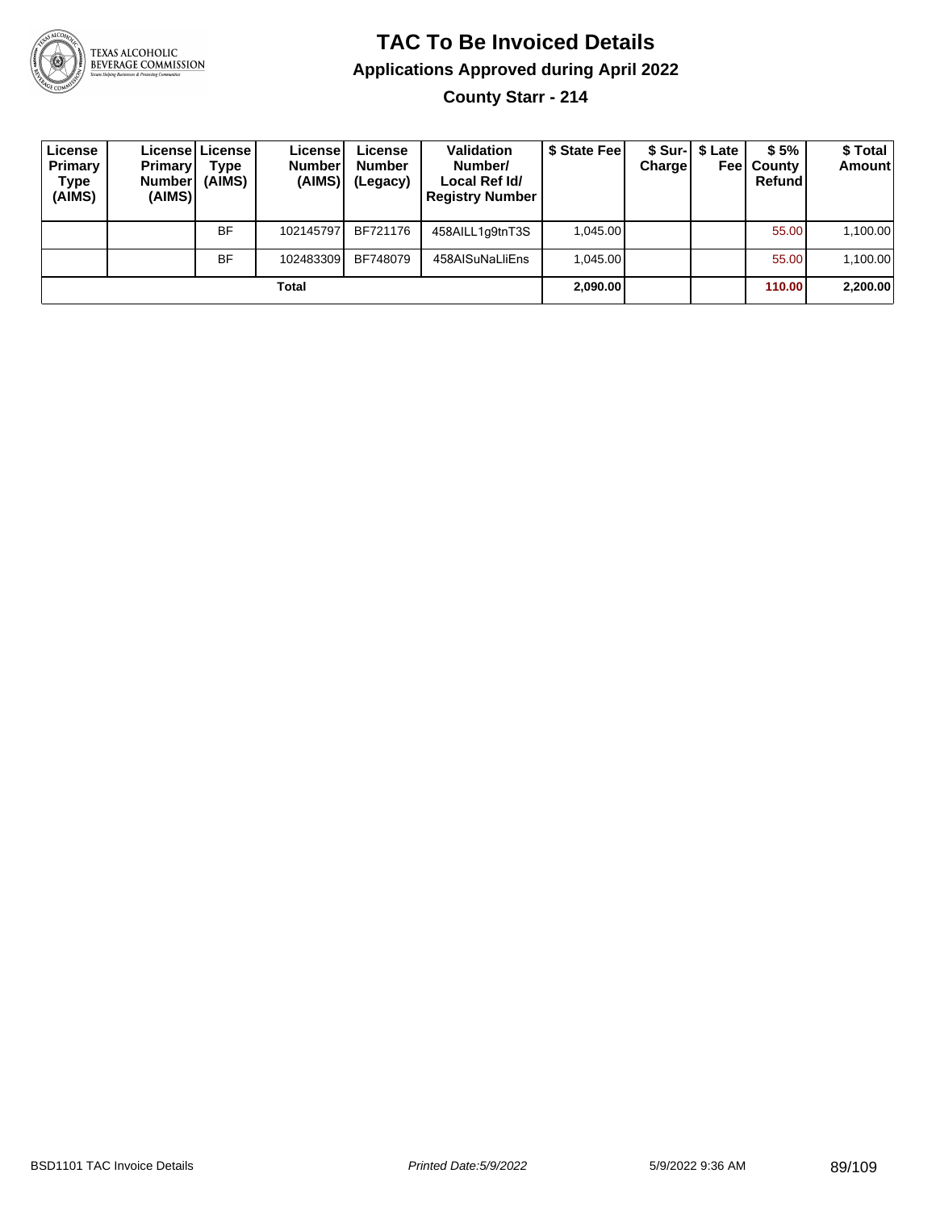# TAC To Be Invoiced Details

## Applications Approved during April 2022

### County Starr - 214

| License Primary Type (AIMS) | License Primary Number (AIMS) | License Type (AIMS) | License Number (AIMS) | License Number (Legacy) | Validation Number/ Local Ref Id/ Registry Number | $ State Fee | $ Sur-Charge | $ Late Fee | $ 5% County Refund | $ Total Amount |
|---|---|---|---|---|---|---|---|---|---|---|
| | | BF | 102145797 | BF721176 | 458AILL1g9tnT3S | 1,045.00 | | | 55.00 | 1,100.00 |
| | | BF | 102483309 | BF748079 | 458AISuNaLliEns | 1,045.00 | | | 55.00 | 1,100.00 |
| **Total** | | | | | | **2,090.00** | | | **110.00** | **2,200.00** |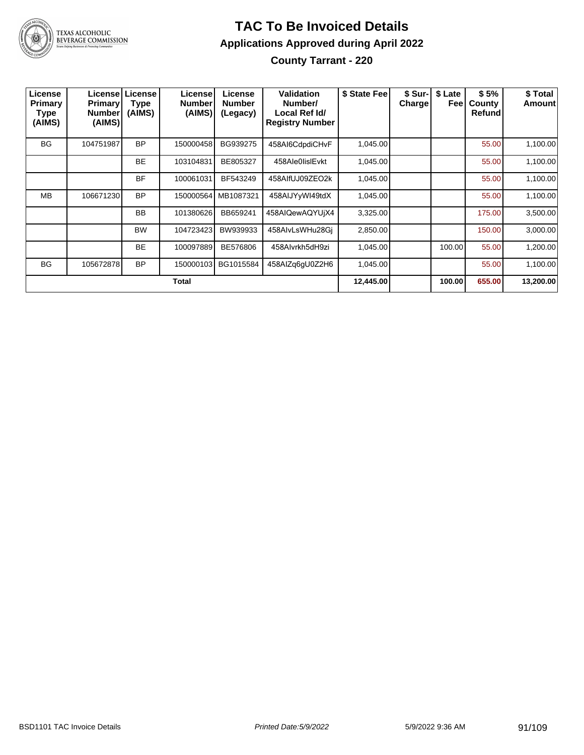# TAC To Be Invoiced Details

## Applications Approved during April 2022

### County Tarrant - 220

| License Primary Type (AIMS) | License Primary Number (AIMS) | License Type (AIMS) | License Number (AIMS) | License Number (Legacy) | Validation Number/ Local Ref Id/ Registry Number | $ State Fee | $ Sur-Charge | $ Late Fee | $ 5% County Refund | $ Total Amount |
|---|---|---|---|---|---|---|---|---|---|---|
| BG | 104751987 | BP | 150000458 | BG939275 | 458AI6CdpdiCHvF | 1,045.00 | | | 55.00 | 1,100.00 |
| | | BE | 103104831 | BE805327 | 458AIe0IislEvkt | 1,045.00 | | | 55.00 | 1,100.00 |
| | | BF | 100061031 | BF543249 | 458AIfUJ09ZEO2k | 1,045.00 | | | 55.00 | 1,100.00 |
| MB | 106671230 | BP | 150000564 | MB1087321 | 458AIJYyWI49tdX | 1,045.00 | | | 55.00 | 1,100.00 |
| | | BB | 101380626 | BB659241 | 458AIQewAQYUjX4 | 3,325.00 | | | 175.00 | 3,500.00 |
| | | BW | 104723423 | BW939933 | 458AIvLsWHu28Gj | 2,850.00 | | | 150.00 | 3,000.00 |
| | | BE | 100097889 | BE576806 | 458AIvrkh5dH9zi | 1,045.00 | | 100.00 | 55.00 | 1,200.00 |
| BG | 105672878 | BP | 150000103 | BG1015584 | 458AIZq6gU0Z2H6 | 1,045.00 | | | 55.00 | 1,100.00 |
| | | | **Total** | | | **12,445.00** | | **100.00** | **655.00** | **13,200.00** |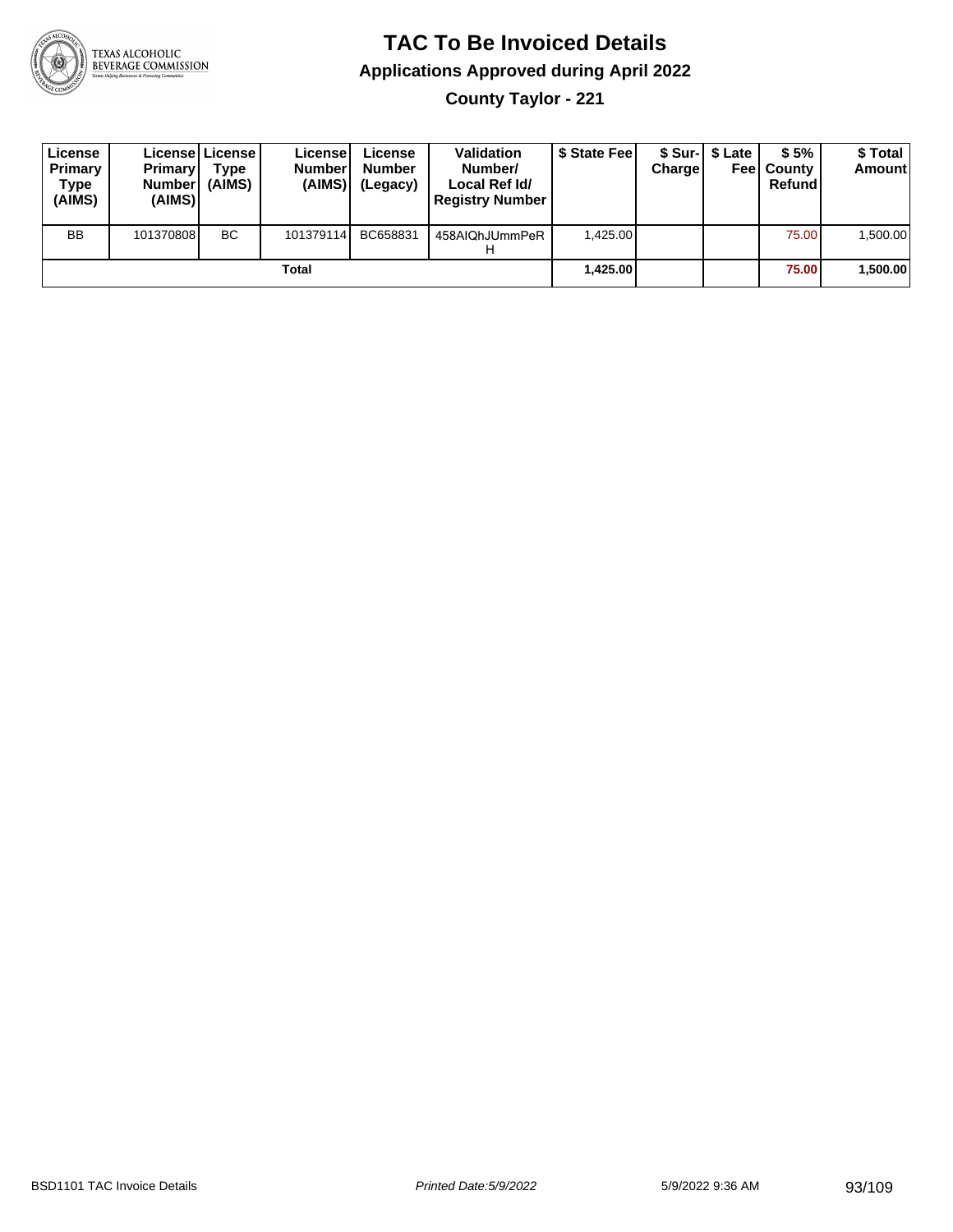# TAC To Be Invoiced Details

## Applications Approved during April 2022

### County Taylor - 221

| License Primary Type (AIMS) | License Primary Number (AIMS) | License Type (AIMS) | License Number (AIMS) | License Number (Legacy) | Validation Number/ Local Ref Id/ Registry Number | $ State Fee | $ Sur-Charge | $ Late Fee | $ 5% County Refund | $ Total Amount |
|---|---|---|---|---|---|---|---|---|---|---|
| BB | 101370808 | BC | 101379114 | BC658831 | 458AIQhJUmmPeRH | 1,425.00 | | | 75.00 | 1,500.00 |
| | | | Total | | | **1,425.00** | | | **75.00** | **1,500.00** |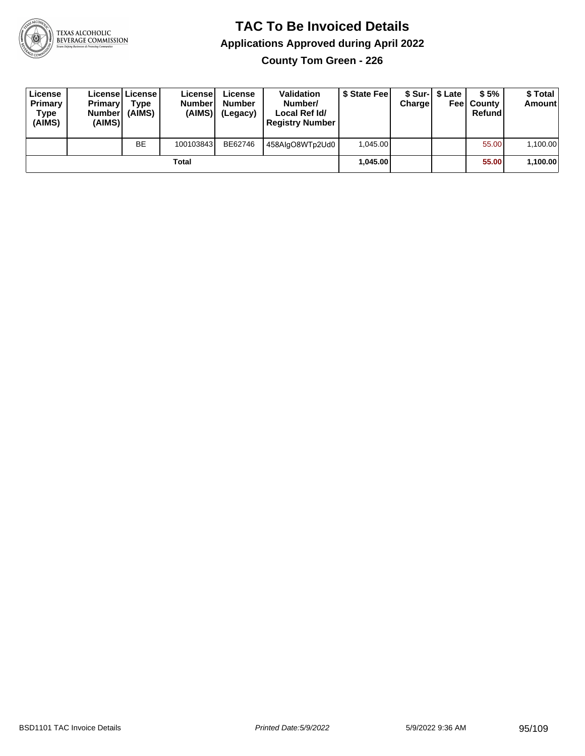# TAC To Be Invoiced Details

## Applications Approved during April 2022

### County Tom Green - 226

| License Primary Type (AIMS) | License Primary Number (AIMS) | License Type (AIMS) | License Number (AIMS) | License Number (Legacy) | Validation Number/ Local Ref Id/ Registry Number | $ State Fee | $ Sur-Charge | $ Late Fee | $ 5% County Refund | $ Total Amount |
|---|---|---|---|---|---|---|---|---|---|---|
| | | BE | 100103843 | BE62746 | 458AlgO8WTp2Ud0 | 1,045.00 | | | 55.00 | 1,100.00 |
| | | | **Total** | | | **1,045.00** | | | **55.00** | **1,100.00** |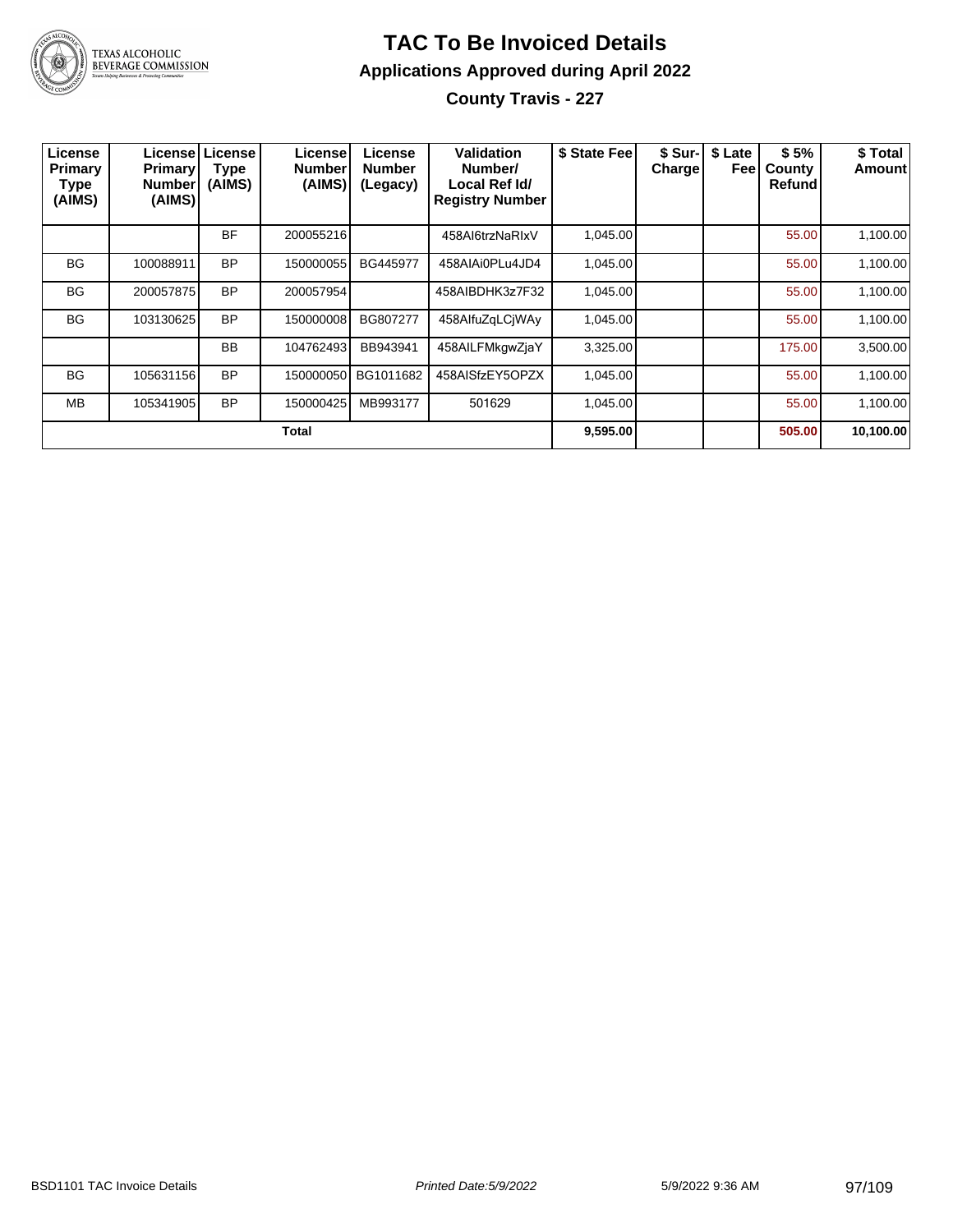# TAC To Be Invoiced Details

## Applications Approved during April 2022

### County Travis - 227

| License Primary Type (AIMS) | License Primary Number (AIMS) | License Type (AIMS) | License Number (AIMS) | License Number (Legacy) | Validation Number/ Local Ref Id/ Registry Number | $ State Fee | $ Sur-Charge | $ Late Fee | $ 5% County Refund | $ Total Amount |
|---|---|---|---|---|---|---|---|---|---|---|
| | | BF | 200055216 | | 458AI6trzNaRIxV | 1,045.00 | | | 55.00 | 1,100.00 |
| BG | 100088911 | BP | 150000055 | BG445977 | 458AIAi0PLu4JD4 | 1,045.00 | | | 55.00 | 1,100.00 |
| BG | 200057875 | BP | 200057954 | | 458AIBDHK3z7F32 | 1,045.00 | | | 55.00 | 1,100.00 |
| BG | 103130625 | BP | 150000008 | BG807277 | 458AIfuZqLCjWAy | 1,045.00 | | | 55.00 | 1,100.00 |
| | | BB | 104762493 | BB943941 | 458AILFMkgwZjaY | 3,325.00 | | | 175.00 | 3,500.00 |
| BG | 105631156 | BP | 150000050 | BG1011682 | 458AISfzEY5OPZX | 1,045.00 | | | 55.00 | 1,100.00 |
| MB | 105341905 | BP | 150000425 | MB993177 | 501629 | 1,045.00 | | | 55.00 | 1,100.00 |
| | | | **Total** | | | **9,595.00** | | | **505.00** | **10,100.00** |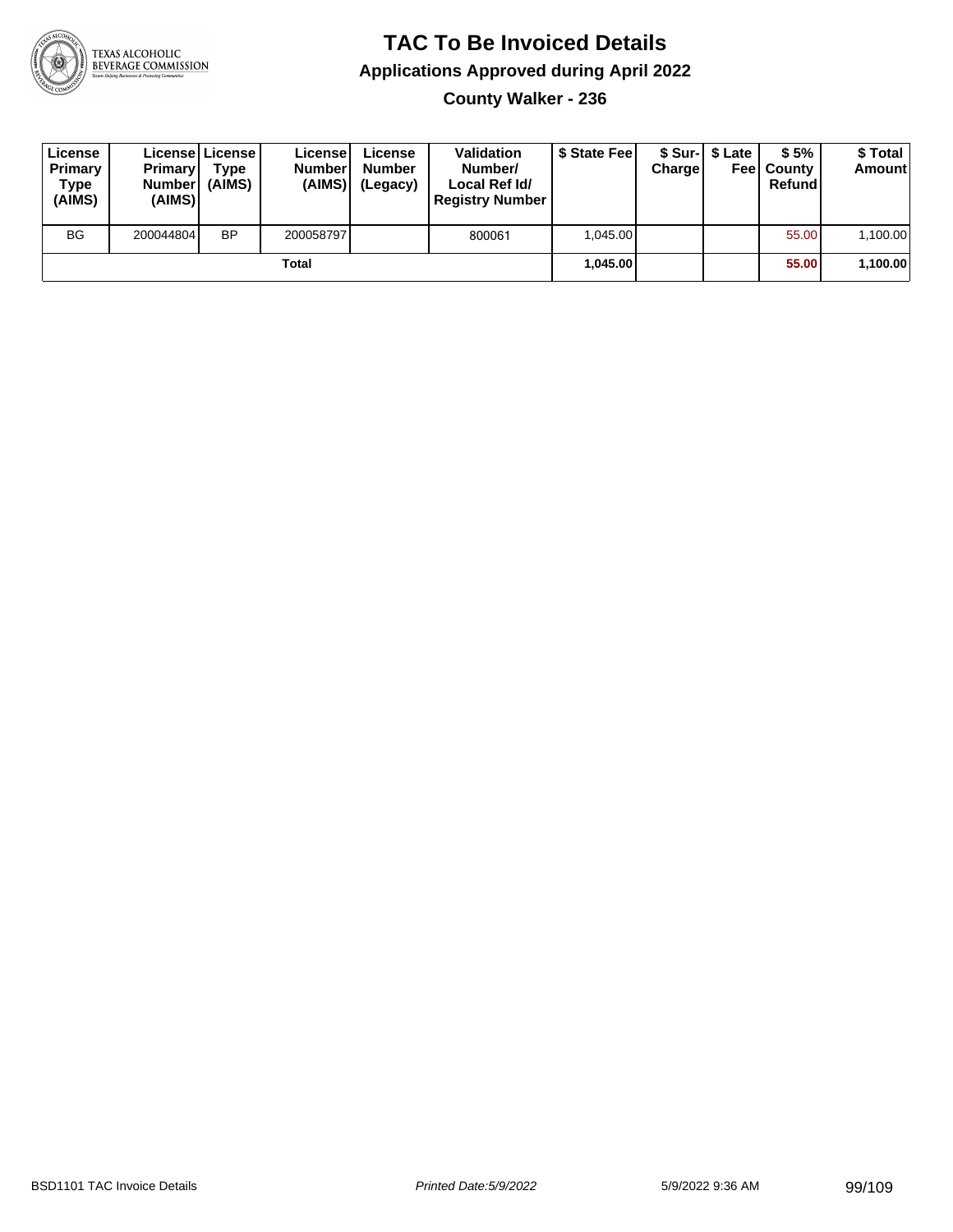# TAC To Be Invoiced Details

## Applications Approved during April 2022

### County Walker - 236

| License Primary Type (AIMS) | License Primary Number (AIMS) | License Type (AIMS) | License Number (AIMS) | License Number (Legacy) | Validation Number/ Local Ref Id/ Registry Number | $ State Fee | $ Sur-Charge | $ Late Fee | $ 5% County Refund | $ Total Amount |
|---|---|---|---|---|---|---|---|---|---|---|
| BG | 200044804 | BP | 200058797 | | 800061 | 1,045.00 | | | 55.00 | 1,100.00 |
| | | | Total | | | **1,045.00** | | | **55.00** | **1,100.00** |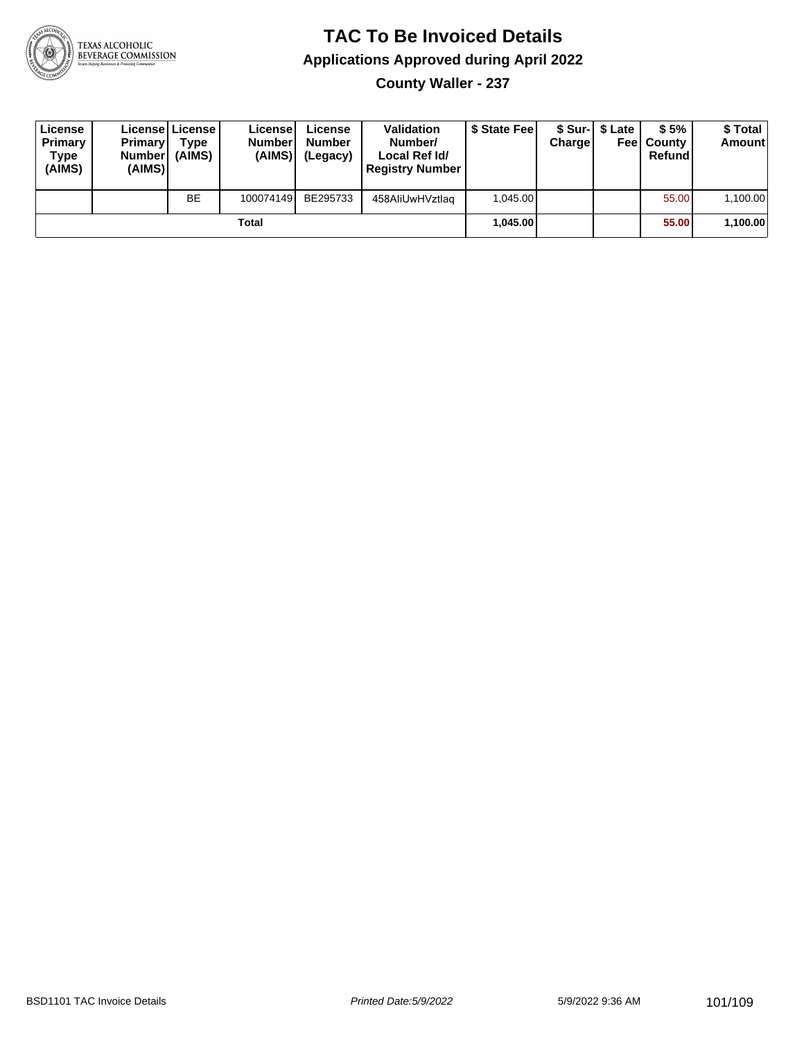# TAC To Be Invoiced Details

## Applications Approved during April 2022

### County Waller - 237

| License Primary Type (AIMS) | License Primary Number (AIMS) | License Type (AIMS) | License Number (AIMS) | License Number (Legacy) | Validation Number/ Local Ref Id/ Registry Number | $ State Fee | $ Sur-Charge | $ Late Fee | $ 5% County Refund | $ Total Amount |
|---|---|---|---|---|---|---|---|---|---|---|
| | | BE | 100074149 | BE295733 | 458AIiUwHVztlaq | 1,045.00 | | | 55.00 | 1,100.00 |
| | | | Total | | | **1,045.00** | | | **55.00** | **1,100.00** |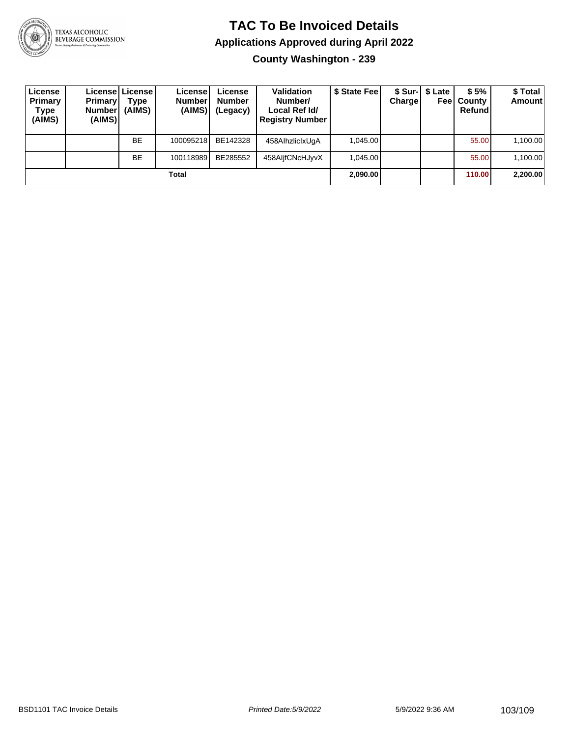# TAC To Be Invoiced Details

## Applications Approved during April 2022

### County Washington - 239

| License Primary Type (AIMS) | License Primary Number (AIMS) | License Type (AIMS) | License Number (AIMS) | License Number (Legacy) | Validation Number/ Local Ref Id/ Registry Number | $ State Fee | $ Sur-Charge | $ Late Fee | $ 5% County Refund | $ Total Amount |
|---|---|---|---|---|---|---|---|---|---|---|
| | | BE | 100095218 | BE142328 | 458AlhzlicIxUgA | 1,045.00 | | | 55.00 | 1,100.00 |
| | | BE | 100118989 | BE285552 | 458AljfCNcHJyvX | 1,045.00 | | | 55.00 | 1,100.00 |
| Total | | | | | | **2,090.00** | | | **110.00** | **2,200.00** |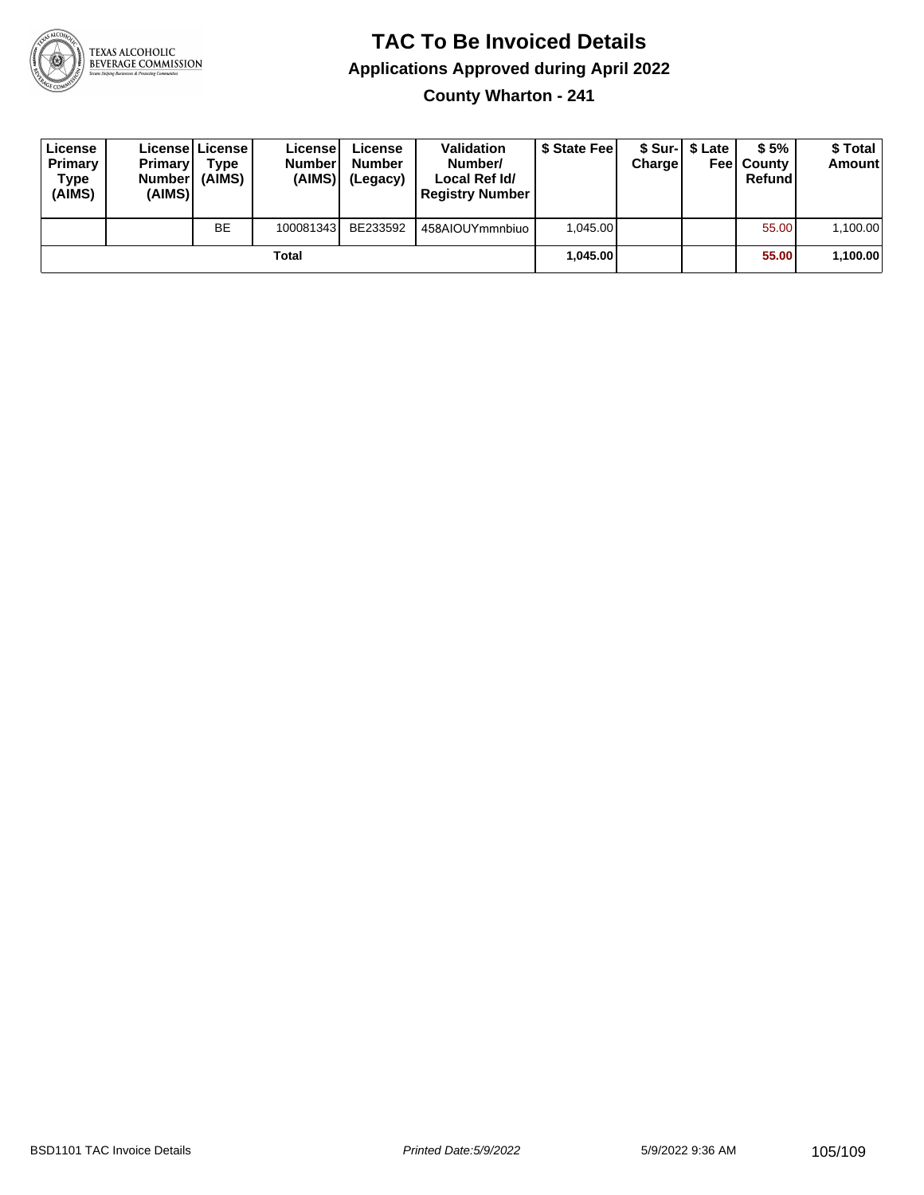# TAC To Be Invoiced Details

## Applications Approved during April 2022

### County Wharton - 241

| License Primary Type (AIMS) | License Primary Number (AIMS) | License Type (AIMS) | License Number (AIMS) | License Number (Legacy) | Validation Number/ Local Ref Id/ Registry Number | $ State Fee | $ Sur-Charge | $ Late Fee | $ 5% County Refund | $ Total Amount |
|---|---|---|---|---|---|---|---|---|---|---|
| | | BE | 100081343 | BE233592 | 458AIOUYmmnbiuo | 1,045.00 | | | 55.00 | 1,100.00 |
| | | | Total | | | **1,045.00** | | | **55.00** | **1,100.00** |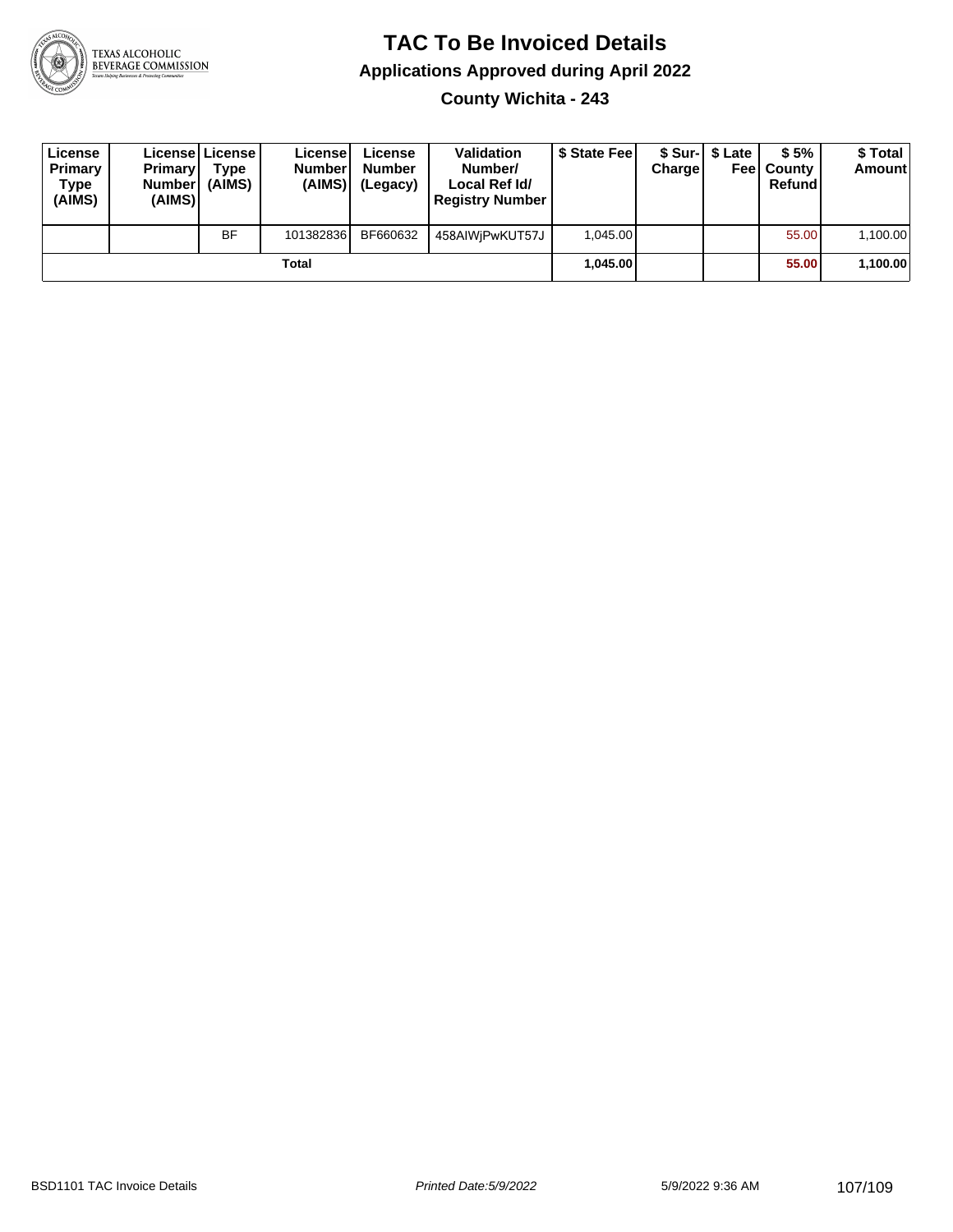# TAC To Be Invoiced Details

## Applications Approved during April 2022

### County Wichita - 243

| License Primary Type (AIMS) | License Primary Number (AIMS) | License Type (AIMS) | License Number (AIMS) | License Number (Legacy) | Validation Number/ Local Ref Id/ Registry Number | $ State Fee | $ Sur-Charge | $ Late Fee | $ 5% County Refund | $ Total Amount |
|---|---|---|---|---|---|---|---|---|---|---|
| | | BF | 101382836 | BF660632 | 458AIWjPwKUT57J | 1,045.00 | | | 55.00 | 1,100.00 |
| | | | Total | | | 1,045.00 | | | 55.00 | 1,100.00 |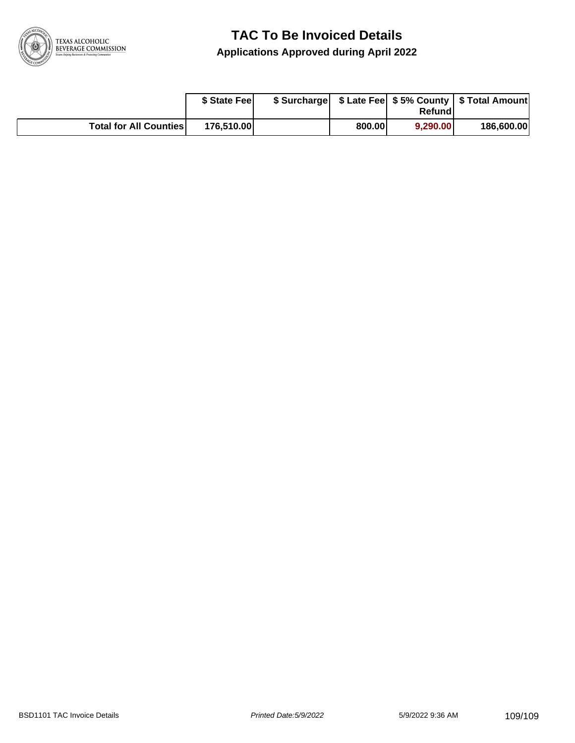# TAC To Be Invoiced Details

## Applications Approved during April 2022

| | $ State Fee | $ Surcharge | $ Late Fee | $ 5% County Refund | $ Total Amount |
|---|---|---|---|---|---|
| **Total for All Counties** | 176,510.00 | | 800.00 | 9,290.00 | 186,600.00 |